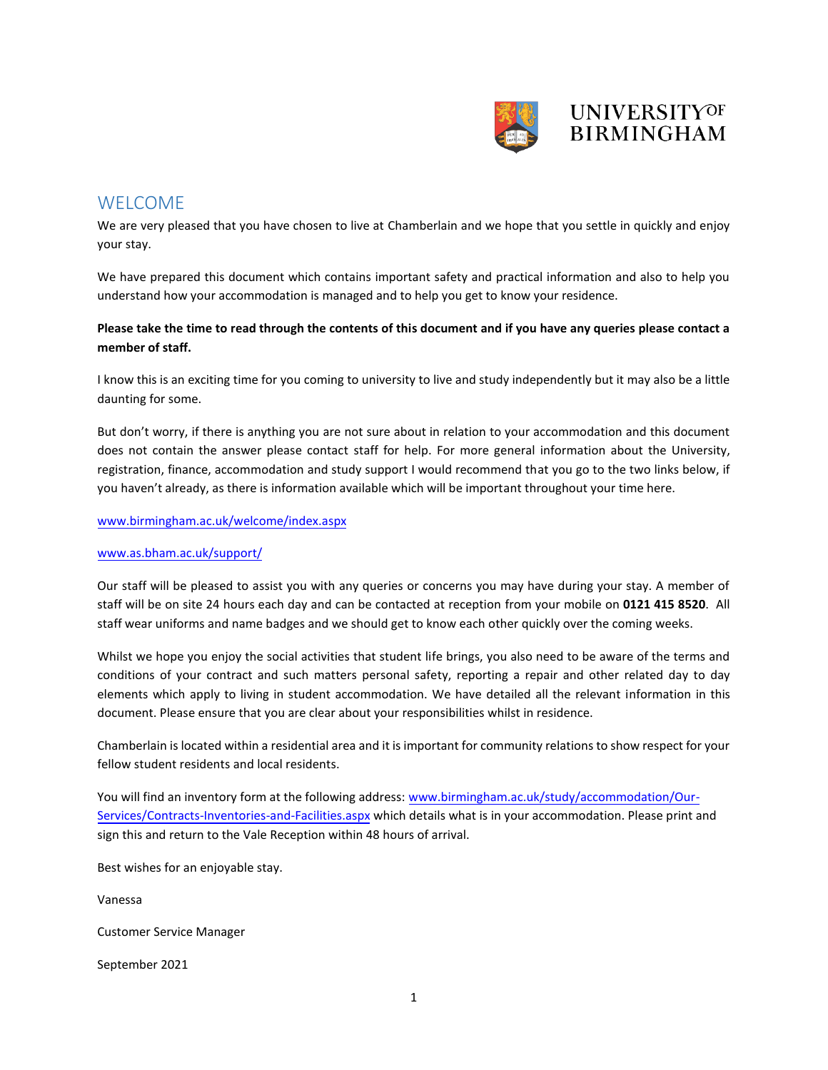UNIVERSITY OF BIRMINGHAM

# WELCOME

We are very pleased that you have chosen to live at Chamberlain and we hope that you settle in quickly and enjoy your stay.

We have prepared this document which contains important safety and practical information and also to help you understand how your accommodation is managed and to help you get to know your residence.

**Please take the time to read through the contents of this document and if you have any queries please contact a member of staff.**

I know this is an exciting time for you coming to university to live and study independently but it may also be a little daunting for some.

But don't worry, if there is anything you are not sure about in relation to your accommodation and this document does not contain the answer please contact staff for help. For more general information about the University, registration, finance, accommodation and study support I would recommend that you go to the two links below, if you haven't already, as there is information available which will be important throughout your time here.

www.birmingham.ac.uk/welcome/index.aspx

www.as.bham.ac.uk/support/

Our staff will be pleased to assist you with any queries or concerns you may have during your stay. A member of staff will be on site 24 hours each day and can be contacted at reception from your mobile on **0121 415 8520**. All staff wear uniforms and name badges and we should get to know each other quickly over the coming weeks.

Whilst we hope you enjoy the social activities that student life brings, you also need to be aware of the terms and conditions of your contract and such matters personal safety, reporting a repair and other related day to day elements which apply to living in student accommodation. We have detailed all the relevant information in this document. Please ensure that you are clear about your responsibilities whilst in residence.

Chamberlain is located within a residential area and it is important for community relations to show respect for your fellow student residents and local residents.

You will find an inventory form at the following address: www.birmingham.ac.uk/study/accommodation/Our-Services/Contracts-Inventories-and-Facilities.aspx which details what is in your accommodation. Please print and sign this and return to the Vale Reception within 48 hours of arrival.

Best wishes for an enjoyable stay.

Vanessa

Customer Service Manager

September 2021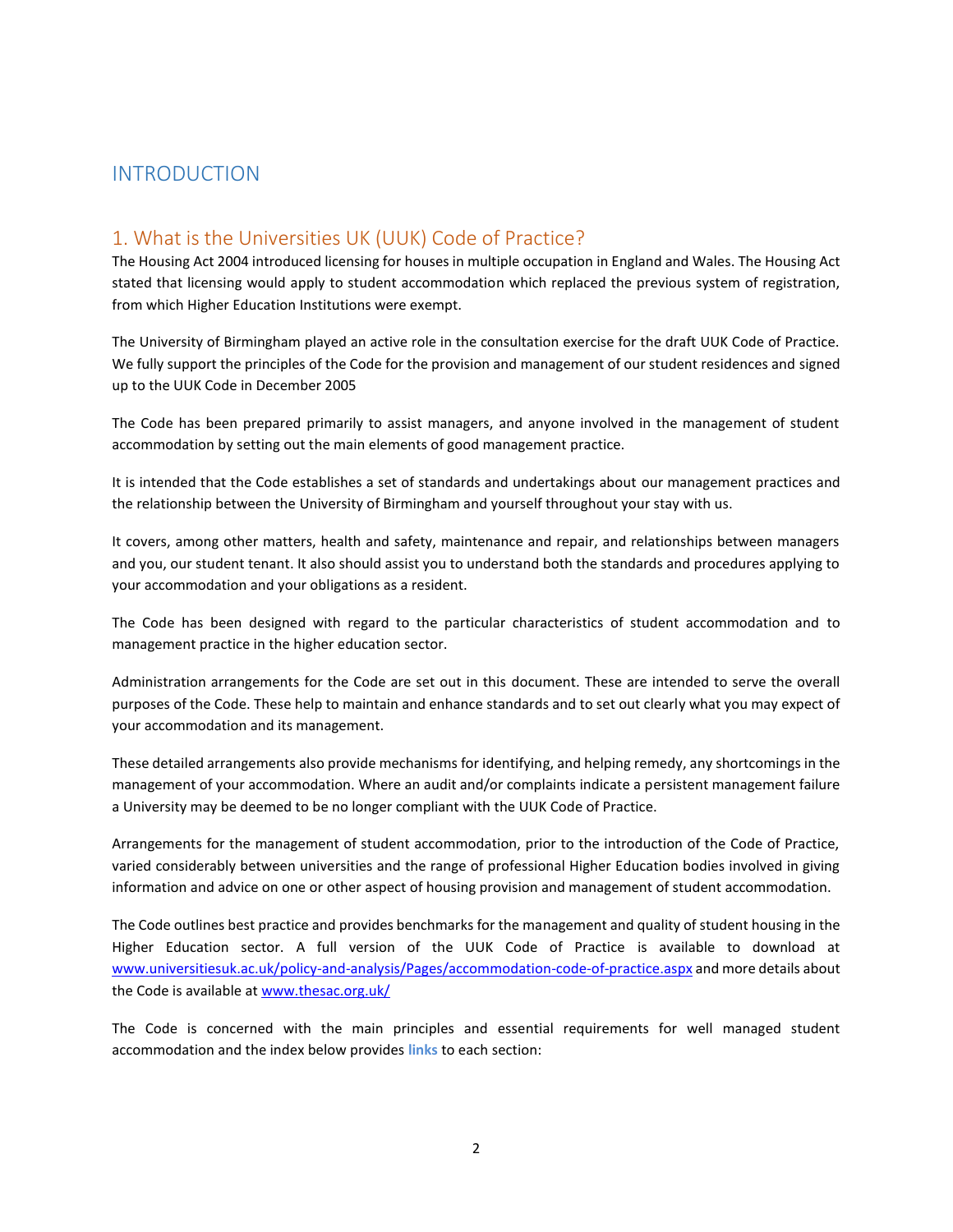# INTRODUCTION

## 1. What is the Universities UK (UUK) Code of Practice?

The Housing Act 2004 introduced licensing for houses in multiple occupation in England and Wales. The Housing Act stated that licensing would apply to student accommodation which replaced the previous system of registration, from which Higher Education Institutions were exempt.

The University of Birmingham played an active role in the consultation exercise for the draft UUK Code of Practice. We fully support the principles of the Code for the provision and management of our student residences and signed up to the UUK Code in December 2005

The Code has been prepared primarily to assist managers, and anyone involved in the management of student accommodation by setting out the main elements of good management practice.

It is intended that the Code establishes a set of standards and undertakings about our management practices and the relationship between the University of Birmingham and yourself throughout your stay with us.

It covers, among other matters, health and safety, maintenance and repair, and relationships between managers and you, our student tenant. It also should assist you to understand both the standards and procedures applying to your accommodation and your obligations as a resident.

The Code has been designed with regard to the particular characteristics of student accommodation and to management practice in the higher education sector.

Administration arrangements for the Code are set out in this document. These are intended to serve the overall purposes of the Code. These help to maintain and enhance standards and to set out clearly what you may expect of your accommodation and its management.

These detailed arrangements also provide mechanisms for identifying, and helping remedy, any shortcomings in the management of your accommodation. Where an audit and/or complaints indicate a persistent management failure a University may be deemed to be no longer compliant with the UUK Code of Practice.

Arrangements for the management of student accommodation, prior to the introduction of the Code of Practice, varied considerably between universities and the range of professional Higher Education bodies involved in giving information and advice on one or other aspect of housing provision and management of student accommodation.

The Code outlines best practice and provides benchmarks for the management and quality of student housing in the Higher Education sector. A full version of the UUK Code of Practice is available to download at www.universitiesuk.ac.uk/policy-and-analysis/Pages/accommodation-code-of-practice.aspx and more details about the Code is available at www.thesac.org.uk/

The Code is concerned with the main principles and essential requirements for well managed student accommodation and the index below provides **links** to each section: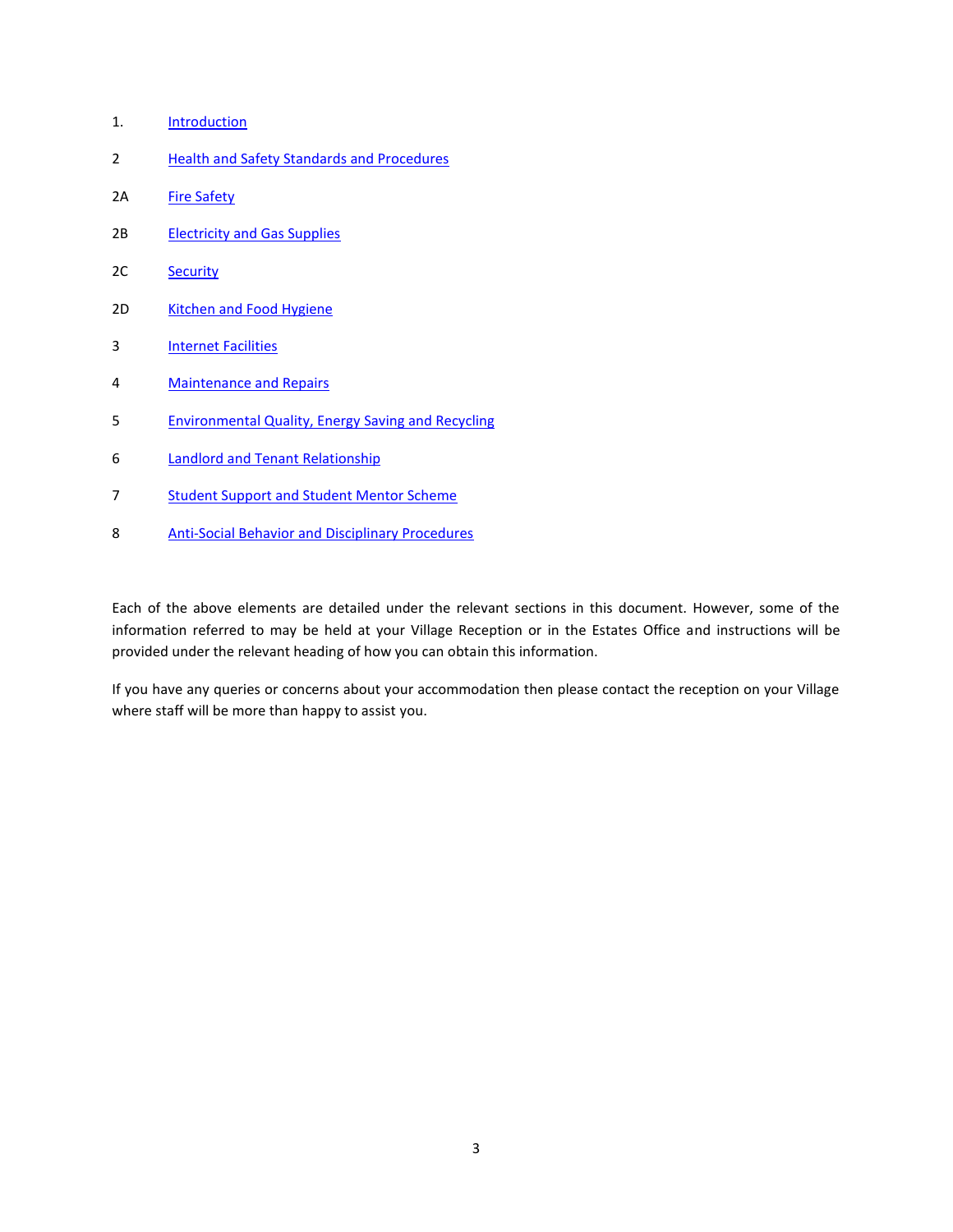1. Introduction

2 Health and Safety Standards and Procedures

2A Fire Safety

2B Electricity and Gas Supplies

2C Security

2D Kitchen and Food Hygiene

3 Internet Facilities

4 Maintenance and Repairs

5 Environmental Quality, Energy Saving and Recycling

6 Landlord and Tenant Relationship

7 Student Support and Student Mentor Scheme

8 Anti-Social Behavior and Disciplinary Procedures

Each of the above elements are detailed under the relevant sections in this document. However, some of the information referred to may be held at your Village Reception or in the Estates Office and instructions will be provided under the relevant heading of how you can obtain this information.

If you have any queries or concerns about your accommodation then please contact the reception on your Village where staff will be more than happy to assist you.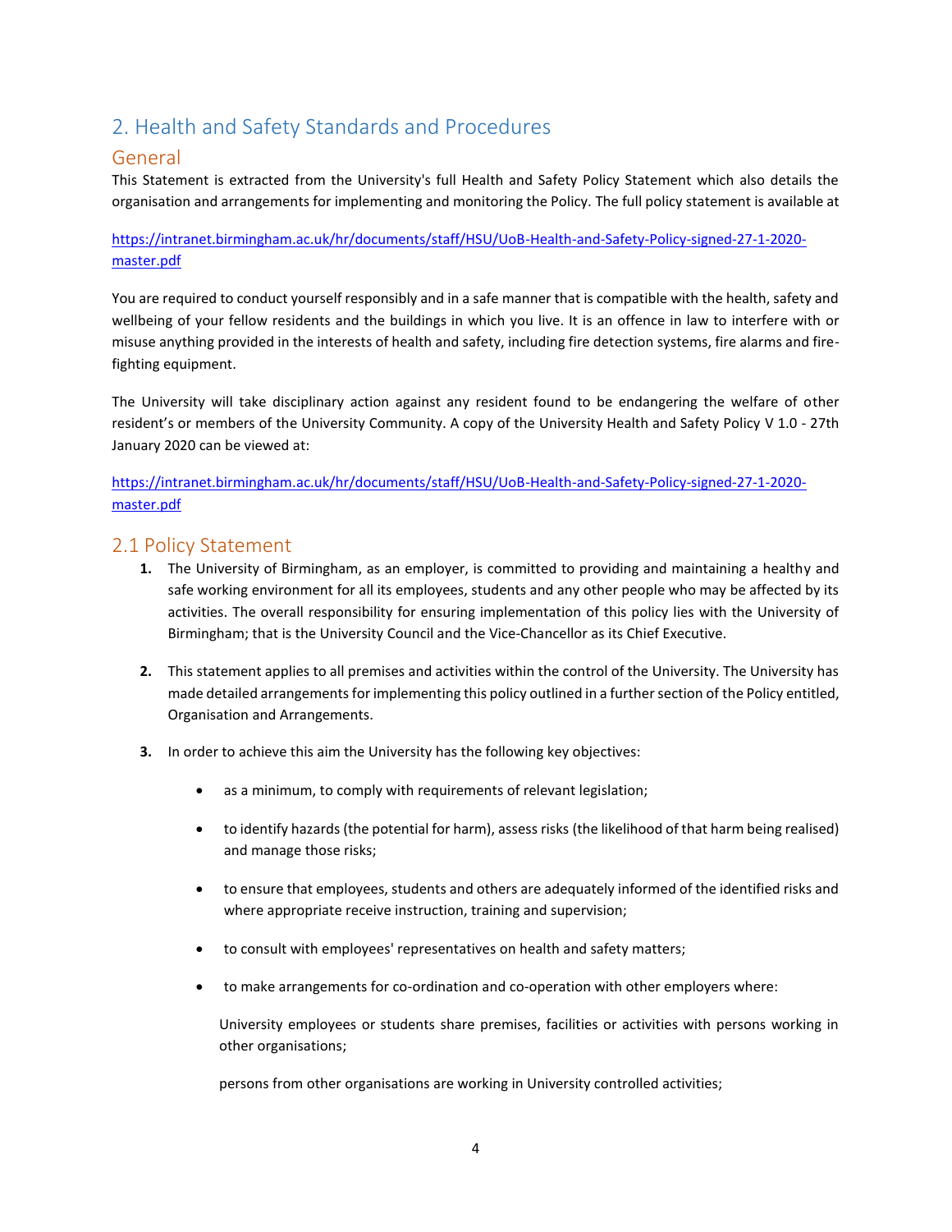# 2. Health and Safety Standards and Procedures

## General

This Statement is extracted from the University's full Health and Safety Policy Statement which also details the organisation and arrangements for implementing and monitoring the Policy. The full policy statement is available at

https://intranet.birmingham.ac.uk/hr/documents/staff/HSU/UoB-Health-and-Safety-Policy-signed-27-1-2020-master.pdf

You are required to conduct yourself responsibly and in a safe manner that is compatible with the health, safety and wellbeing of your fellow residents and the buildings in which you live. It is an offence in law to interfere with or misuse anything provided in the interests of health and safety, including fire detection systems, fire alarms and fire-fighting equipment.

The University will take disciplinary action against any resident found to be endangering the welfare of other resident's or members of the University Community. A copy of the University Health and Safety Policy V 1.0 - 27th January 2020 can be viewed at:

https://intranet.birmingham.ac.uk/hr/documents/staff/HSU/UoB-Health-and-Safety-Policy-signed-27-1-2020-master.pdf

## 2.1 Policy Statement

1. The University of Birmingham, as an employer, is committed to providing and maintaining a healthy and safe working environment for all its employees, students and any other people who may be affected by its activities. The overall responsibility for ensuring implementation of this policy lies with the University of Birmingham; that is the University Council and the Vice-Chancellor as its Chief Executive.

2. This statement applies to all premises and activities within the control of the University. The University has made detailed arrangements for implementing this policy outlined in a further section of the Policy entitled, Organisation and Arrangements.

3. In order to achieve this aim the University has the following key objectives:

   - as a minimum, to comply with requirements of relevant legislation;
   - to identify hazards (the potential for harm), assess risks (the likelihood of that harm being realised) and manage those risks;
   - to ensure that employees, students and others are adequately informed of the identified risks and where appropriate receive instruction, training and supervision;
   - to consult with employees' representatives on health and safety matters;
   - to make arrangements for co-ordination and co-operation with other employers where:

     University employees or students share premises, facilities or activities with persons working in other organisations;

     persons from other organisations are working in University controlled activities;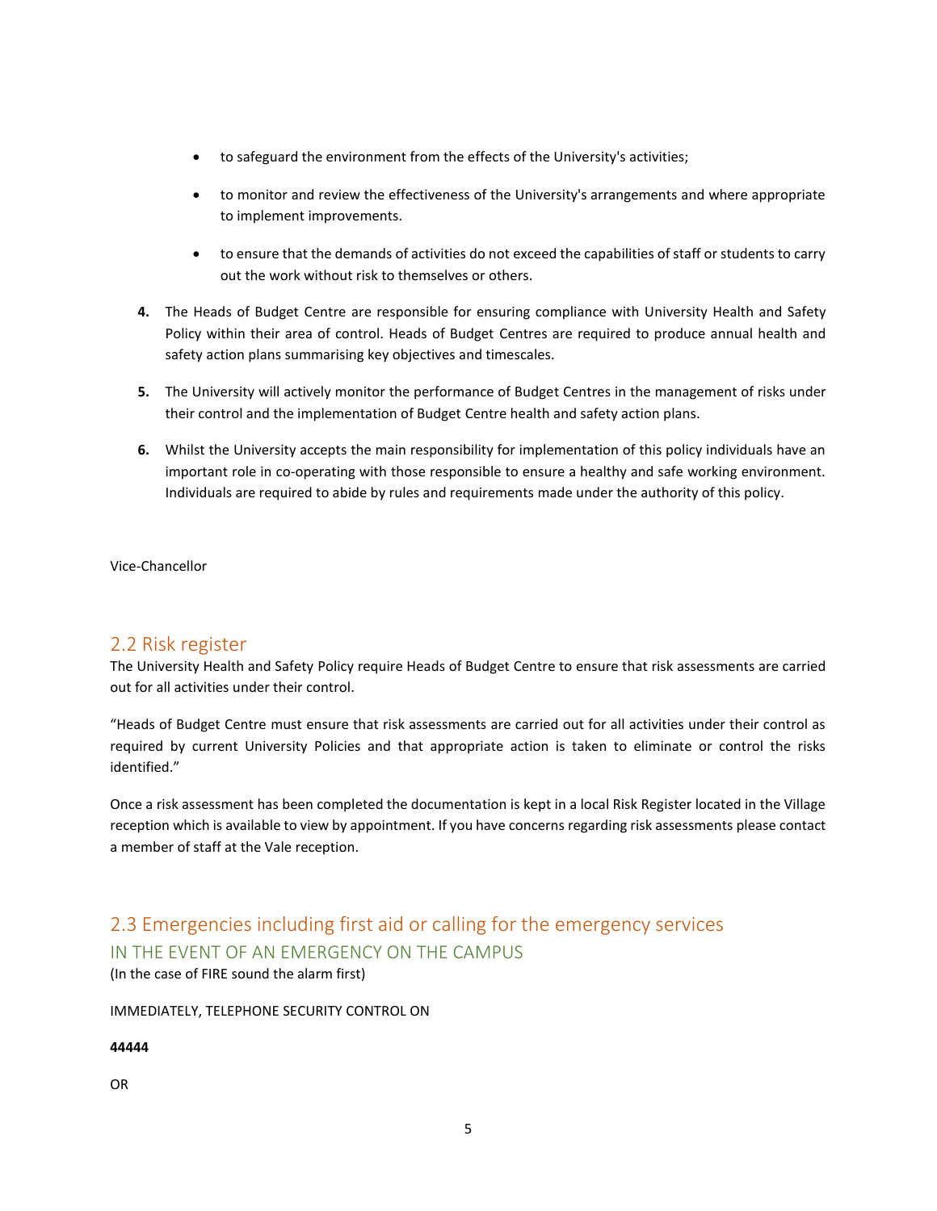- to safeguard the environment from the effects of the University's activities;
- to monitor and review the effectiveness of the University's arrangements and where appropriate to implement improvements.
- to ensure that the demands of activities do not exceed the capabilities of staff or students to carry out the work without risk to themselves or others.

**4.** The Heads of Budget Centre are responsible for ensuring compliance with University Health and Safety Policy within their area of control. Heads of Budget Centres are required to produce annual health and safety action plans summarising key objectives and timescales.

**5.** The University will actively monitor the performance of Budget Centres in the management of risks under their control and the implementation of Budget Centre health and safety action plans.

**6.** Whilst the University accepts the main responsibility for implementation of this policy individuals have an important role in co-operating with those responsible to ensure a healthy and safe working environment. Individuals are required to abide by rules and requirements made under the authority of this policy.

Vice-Chancellor

## 2.2 Risk register

The University Health and Safety Policy require Heads of Budget Centre to ensure that risk assessments are carried out for all activities under their control.

"Heads of Budget Centre must ensure that risk assessments are carried out for all activities under their control as required by current University Policies and that appropriate action is taken to eliminate or control the risks identified."

Once a risk assessment has been completed the documentation is kept in a local Risk Register located in the Village reception which is available to view by appointment. If you have concerns regarding risk assessments please contact a member of staff at the Vale reception.

## 2.3 Emergencies including first aid or calling for the emergency services

### IN THE EVENT OF AN EMERGENCY ON THE CAMPUS

(In the case of FIRE sound the alarm first)

IMMEDIATELY, TELEPHONE SECURITY CONTROL ON

**44444**

OR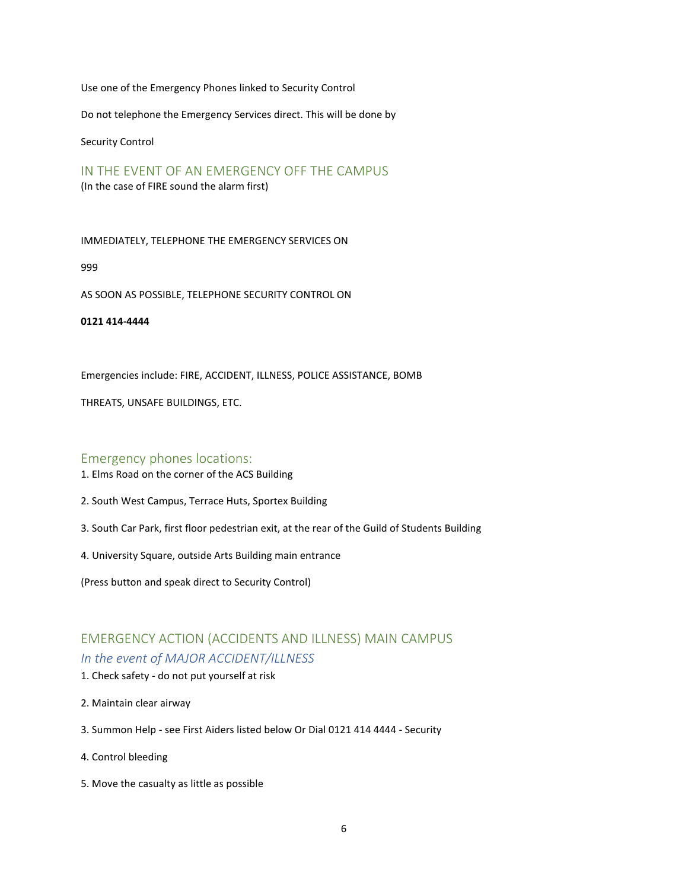Use one of the Emergency Phones linked to Security Control

Do not telephone the Emergency Services direct. This will be done by

Security Control

## IN THE EVENT OF AN EMERGENCY OFF THE CAMPUS

(In the case of FIRE sound the alarm first)

IMMEDIATELY, TELEPHONE THE EMERGENCY SERVICES ON

999

AS SOON AS POSSIBLE, TELEPHONE SECURITY CONTROL ON

**0121 414-4444**

Emergencies include: FIRE, ACCIDENT, ILLNESS, POLICE ASSISTANCE, BOMB

THREATS, UNSAFE BUILDINGS, ETC.

## Emergency phones locations:

1. Elms Road on the corner of the ACS Building
2. South West Campus, Terrace Huts, Sportex Building
3. South Car Park, first floor pedestrian exit, at the rear of the Guild of Students Building
4. University Square, outside Arts Building main entrance

(Press button and speak direct to Security Control)

## EMERGENCY ACTION (ACCIDENTS AND ILLNESS) MAIN CAMPUS

### *In the event of MAJOR ACCIDENT/ILLNESS*

1. Check safety - do not put yourself at risk
2. Maintain clear airway
3. Summon Help - see First Aiders listed below Or Dial 0121 414 4444 - Security
4. Control bleeding
5. Move the casualty as little as possible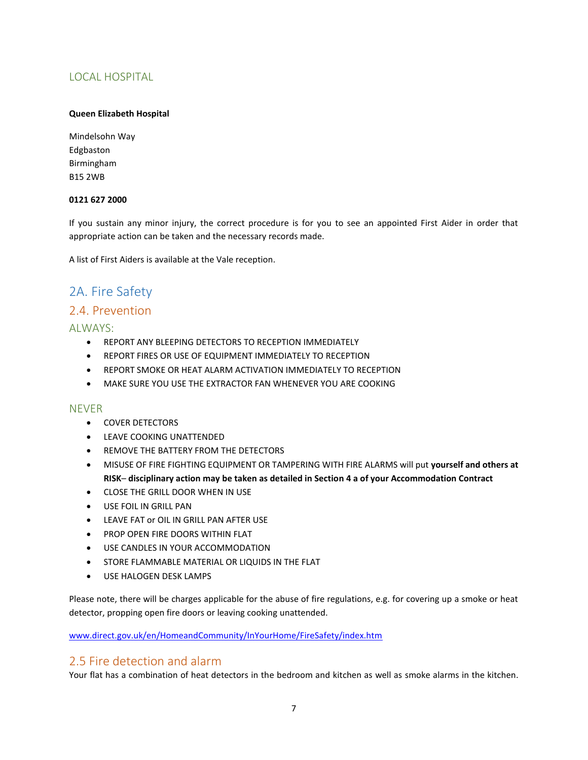### LOCAL HOSPITAL

**Queen Elizabeth Hospital**

Mindelsohn Way
Edgbaston
Birmingham
B15 2WB

**0121 627 2000**

If you sustain any minor injury, the correct procedure is for you to see an appointed First Aider in order that appropriate action can be taken and the necessary records made.

A list of First Aiders is available at the Vale reception.

# 2A. Fire Safety

## 2.4. Prevention

### ALWAYS:

- REPORT ANY BLEEPING DETECTORS TO RECEPTION IMMEDIATELY
- REPORT FIRES OR USE OF EQUIPMENT IMMEDIATELY TO RECEPTION
- REPORT SMOKE OR HEAT ALARM ACTIVATION IMMEDIATELY TO RECEPTION
- MAKE SURE YOU USE THE EXTRACTOR FAN WHENEVER YOU ARE COOKING

### NEVER

- COVER DETECTORS
- LEAVE COOKING UNATTENDED
- REMOVE THE BATTERY FROM THE DETECTORS
- MISUSE OF FIRE FIGHTING EQUIPMENT OR TAMPERING WITH FIRE ALARMS will put **yourself and others at RISK– disciplinary action may be taken as detailed in Section 4 a of your Accommodation Contract**
- CLOSE THE GRILL DOOR WHEN IN USE
- USE FOIL IN GRILL PAN
- LEAVE FAT or OIL IN GRILL PAN AFTER USE
- PROP OPEN FIRE DOORS WITHIN FLAT
- USE CANDLES IN YOUR ACCOMMODATION
- STORE FLAMMABLE MATERIAL OR LIQUIDS IN THE FLAT
- USE HALOGEN DESK LAMPS

Please note, there will be charges applicable for the abuse of fire regulations, e.g. for covering up a smoke or heat detector, propping open fire doors or leaving cooking unattended.

[www.direct.gov.uk/en/HomeandCommunity/InYourHome/FireSafety/index.htm](www.direct.gov.uk/en/HomeandCommunity/InYourHome/FireSafety/index.htm)

## 2.5 Fire detection and alarm

Your flat has a combination of heat detectors in the bedroom and kitchen as well as smoke alarms in the kitchen.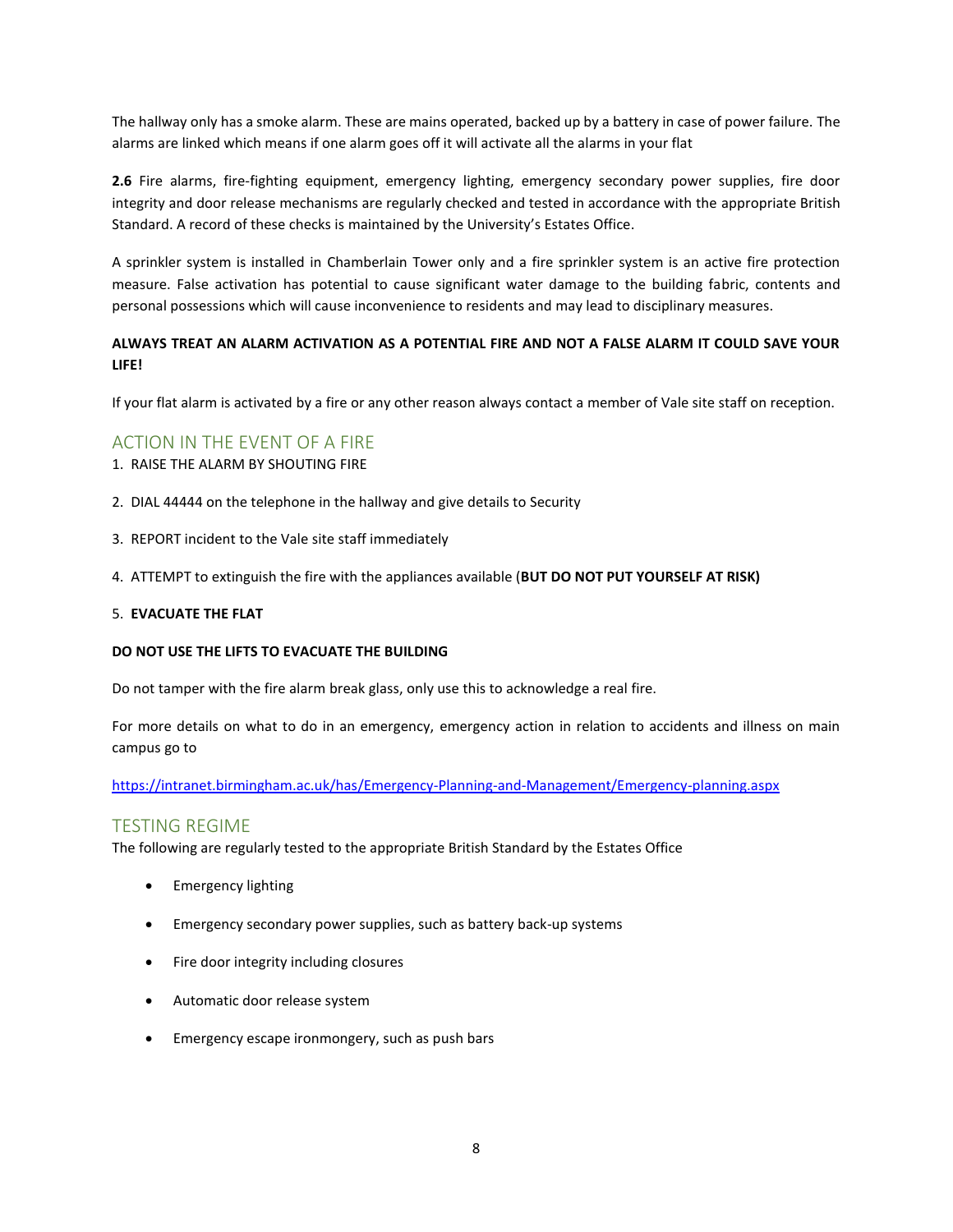The hallway only has a smoke alarm. These are mains operated, backed up by a battery in case of power failure. The alarms are linked which means if one alarm goes off it will activate all the alarms in your flat

**2.6** Fire alarms, fire-fighting equipment, emergency lighting, emergency secondary power supplies, fire door integrity and door release mechanisms are regularly checked and tested in accordance with the appropriate British Standard. A record of these checks is maintained by the University's Estates Office.

A sprinkler system is installed in Chamberlain Tower only and a fire sprinkler system is an active fire protection measure. False activation has potential to cause significant water damage to the building fabric, contents and personal possessions which will cause inconvenience to residents and may lead to disciplinary measures.

**ALWAYS TREAT AN ALARM ACTIVATION AS A POTENTIAL FIRE AND NOT A FALSE ALARM IT COULD SAVE YOUR LIFE!**

If your flat alarm is activated by a fire or any other reason always contact a member of Vale site staff on reception.

## ACTION IN THE EVENT OF A FIRE

1. RAISE THE ALARM BY SHOUTING FIRE
2. DIAL 44444 on the telephone in the hallway and give details to Security
3. REPORT incident to the Vale site staff immediately
4. ATTEMPT to extinguish the fire with the appliances available (**BUT DO NOT PUT YOURSELF AT RISK)**
5. **EVACUATE THE FLAT**

**DO NOT USE THE LIFTS TO EVACUATE THE BUILDING**

Do not tamper with the fire alarm break glass, only use this to acknowledge a real fire.

For more details on what to do in an emergency, emergency action in relation to accidents and illness on main campus go to

https://intranet.birmingham.ac.uk/has/Emergency-Planning-and-Management/Emergency-planning.aspx

## TESTING REGIME

The following are regularly tested to the appropriate British Standard by the Estates Office

- Emergency lighting
- Emergency secondary power supplies, such as battery back-up systems
- Fire door integrity including closures
- Automatic door release system
- Emergency escape ironmongery, such as push bars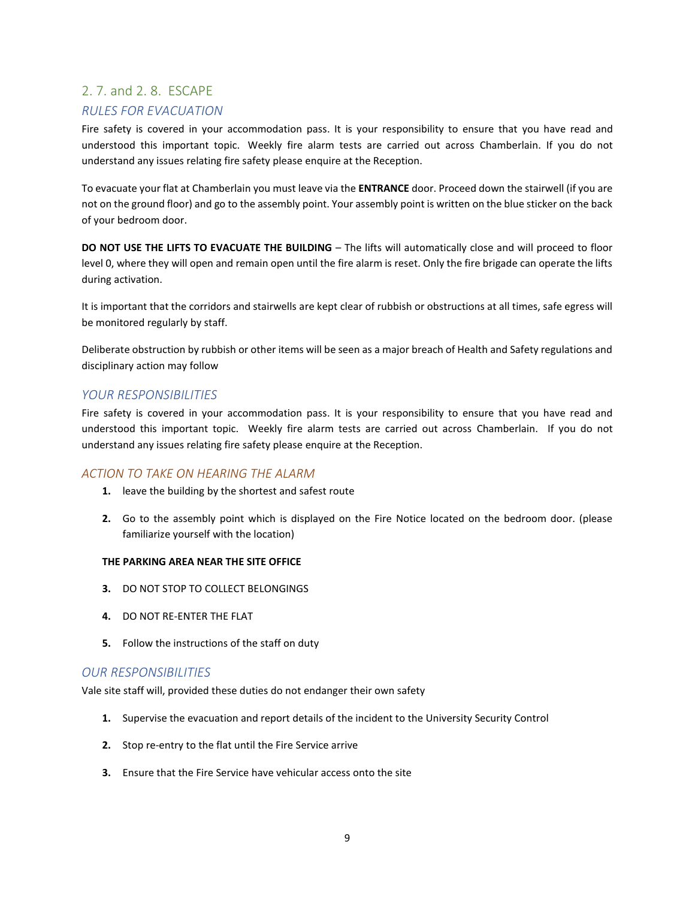## 2. 7. and 2. 8. ESCAPE

### *RULES FOR EVACUATION*

Fire safety is covered in your accommodation pass. It is your responsibility to ensure that you have read and understood this important topic. Weekly fire alarm tests are carried out across Chamberlain. If you do not understand any issues relating fire safety please enquire at the Reception.

To evacuate your flat at Chamberlain you must leave via the **ENTRANCE** door. Proceed down the stairwell (if you are not on the ground floor) and go to the assembly point. Your assembly point is written on the blue sticker on the back of your bedroom door.

**DO NOT USE THE LIFTS TO EVACUATE THE BUILDING** – The lifts will automatically close and will proceed to floor level 0, where they will open and remain open until the fire alarm is reset. Only the fire brigade can operate the lifts during activation.

It is important that the corridors and stairwells are kept clear of rubbish or obstructions at all times, safe egress will be monitored regularly by staff.

Deliberate obstruction by rubbish or other items will be seen as a major breach of Health and Safety regulations and disciplinary action may follow

### *YOUR RESPONSIBILITIES*

Fire safety is covered in your accommodation pass. It is your responsibility to ensure that you have read and understood this important topic. Weekly fire alarm tests are carried out across Chamberlain. If you do not understand any issues relating fire safety please enquire at the Reception.

### *ACTION TO TAKE ON HEARING THE ALARM*

1. leave the building by the shortest and safest route
2. Go to the assembly point which is displayed on the Fire Notice located on the bedroom door. (please familiarize yourself with the location)

   **THE PARKING AREA NEAR THE SITE OFFICE**

3. DO NOT STOP TO COLLECT BELONGINGS
4. DO NOT RE-ENTER THE FLAT
5. Follow the instructions of the staff on duty

### *OUR RESPONSIBILITIES*

Vale site staff will, provided these duties do not endanger their own safety

1. Supervise the evacuation and report details of the incident to the University Security Control
2. Stop re-entry to the flat until the Fire Service arrive
3. Ensure that the Fire Service have vehicular access onto the site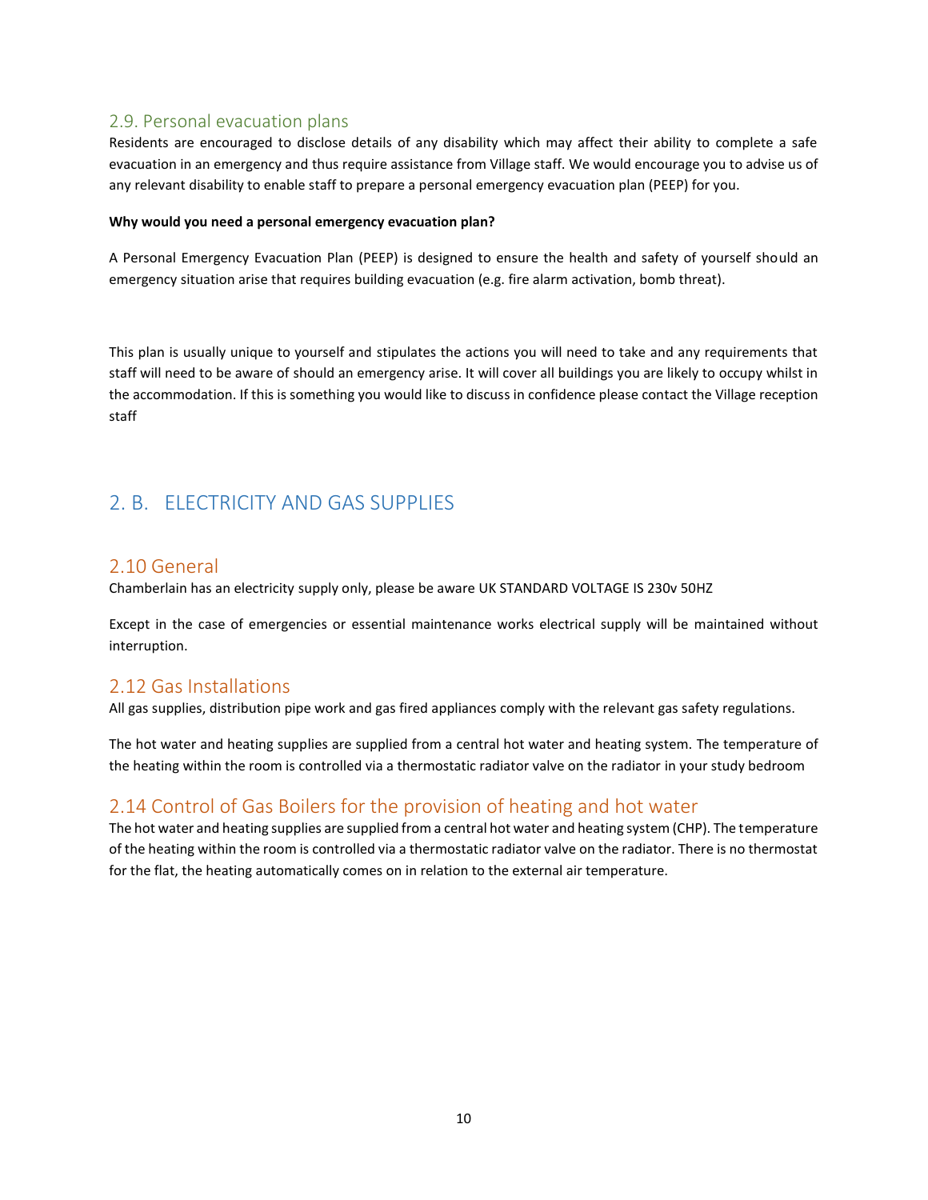### 2.9. Personal evacuation plans

Residents are encouraged to disclose details of any disability which may affect their ability to complete a safe evacuation in an emergency and thus require assistance from Village staff. We would encourage you to advise us of any relevant disability to enable staff to prepare a personal emergency evacuation plan (PEEP) for you.

**Why would you need a personal emergency evacuation plan?**

A Personal Emergency Evacuation Plan (PEEP) is designed to ensure the health and safety of yourself should an emergency situation arise that requires building evacuation (e.g. fire alarm activation, bomb threat).

This plan is usually unique to yourself and stipulates the actions you will need to take and any requirements that staff will need to be aware of should an emergency arise. It will cover all buildings you are likely to occupy whilst in the accommodation. If this is something you would like to discuss in confidence please contact the Village reception staff

## 2. B. ELECTRICITY AND GAS SUPPLIES

### 2.10 General

Chamberlain has an electricity supply only, please be aware UK STANDARD VOLTAGE IS 230v 50HZ

Except in the case of emergencies or essential maintenance works electrical supply will be maintained without interruption.

### 2.12 Gas Installations

All gas supplies, distribution pipe work and gas fired appliances comply with the relevant gas safety regulations.

The hot water and heating supplies are supplied from a central hot water and heating system. The temperature of the heating within the room is controlled via a thermostatic radiator valve on the radiator in your study bedroom

### 2.14 Control of Gas Boilers for the provision of heating and hot water

The hot water and heating supplies are supplied from a central hot water and heating system (CHP). The temperature of the heating within the room is controlled via a thermostatic radiator valve on the radiator. There is no thermostat for the flat, the heating automatically comes on in relation to the external air temperature.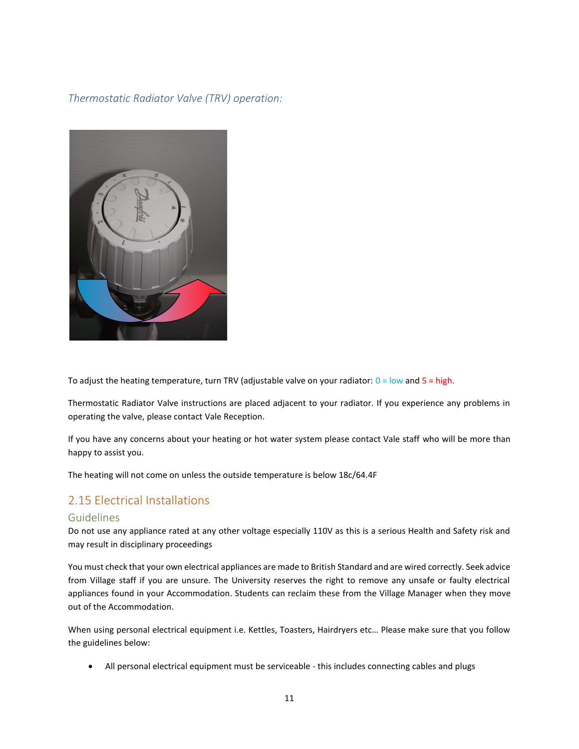*Thermostatic Radiator Valve (TRV) operation:*

To adjust the heating temperature, turn TRV (adjustable valve on your radiator: 0 = low and 5 = high.

Thermostatic Radiator Valve instructions are placed adjacent to your radiator. If you experience any problems in operating the valve, please contact Vale Reception.

If you have any concerns about your heating or hot water system please contact Vale staff who will be more than happy to assist you.

The heating will not come on unless the outside temperature is below 18c/64.4F

## 2.15 Electrical Installations

### Guidelines

Do not use any appliance rated at any other voltage especially 110V as this is a serious Health and Safety risk and may result in disciplinary proceedings

You must check that your own electrical appliances are made to British Standard and are wired correctly. Seek advice from Village staff if you are unsure. The University reserves the right to remove any unsafe or faulty electrical appliances found in your Accommodation. Students can reclaim these from the Village Manager when they move out of the Accommodation.

When using personal electrical equipment i.e. Kettles, Toasters, Hairdryers etc… Please make sure that you follow the guidelines below:

- All personal electrical equipment must be serviceable - this includes connecting cables and plugs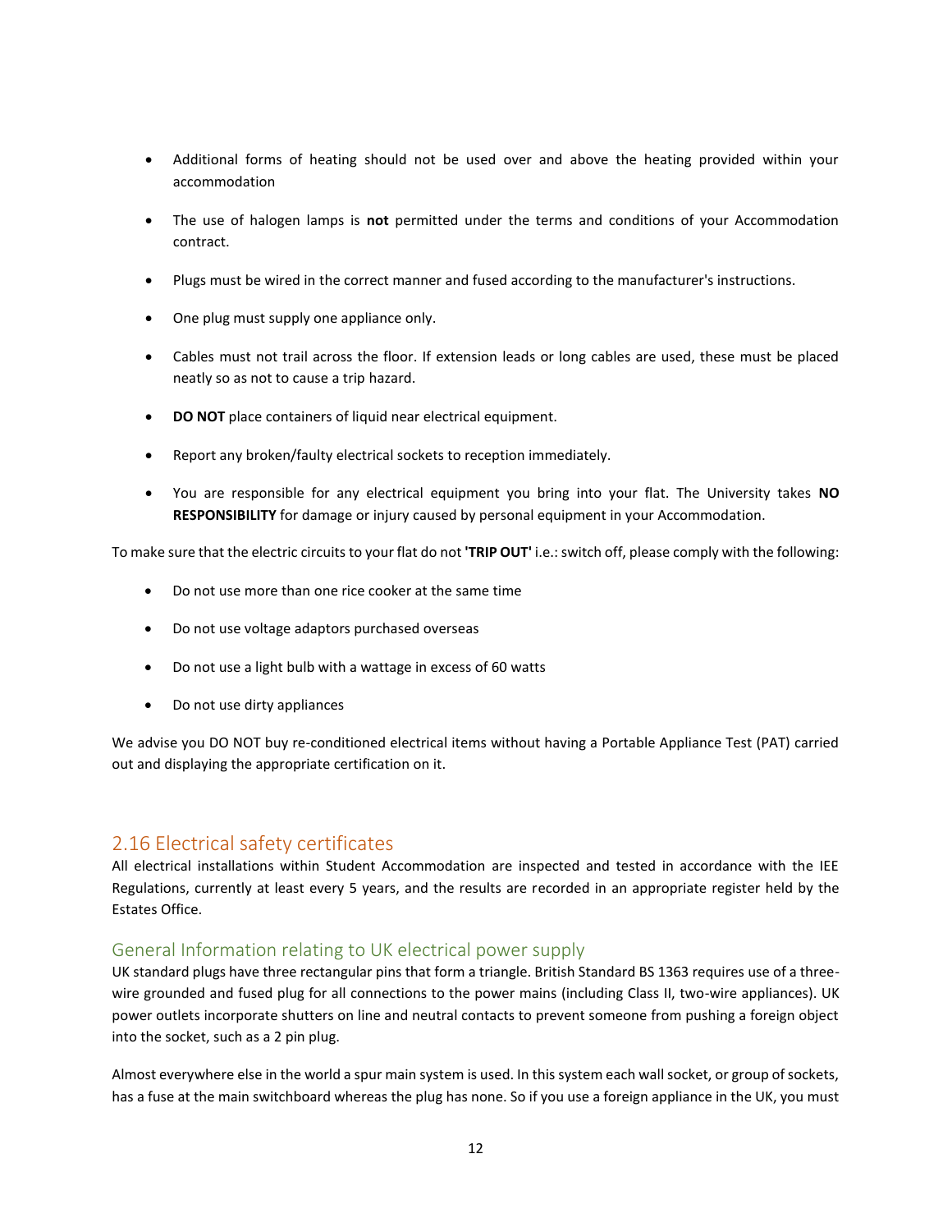- Additional forms of heating should not be used over and above the heating provided within your accommodation
- The use of halogen lamps is **not** permitted under the terms and conditions of your Accommodation contract.
- Plugs must be wired in the correct manner and fused according to the manufacturer's instructions.
- One plug must supply one appliance only.
- Cables must not trail across the floor. If extension leads or long cables are used, these must be placed neatly so as not to cause a trip hazard.
- **DO NOT** place containers of liquid near electrical equipment.
- Report any broken/faulty electrical sockets to reception immediately.
- You are responsible for any electrical equipment you bring into your flat. The University takes **NO RESPONSIBILITY** for damage or injury caused by personal equipment in your Accommodation.

To make sure that the electric circuits to your flat do not **'TRIP OUT'** i.e.: switch off, please comply with the following:

- Do not use more than one rice cooker at the same time
- Do not use voltage adaptors purchased overseas
- Do not use a light bulb with a wattage in excess of 60 watts
- Do not use dirty appliances

We advise you DO NOT buy re-conditioned electrical items without having a Portable Appliance Test (PAT) carried out and displaying the appropriate certification on it.

## 2.16 Electrical safety certificates

All electrical installations within Student Accommodation are inspected and tested in accordance with the IEE Regulations, currently at least every 5 years, and the results are recorded in an appropriate register held by the Estates Office.

### General Information relating to UK electrical power supply

UK standard plugs have three rectangular pins that form a triangle. British Standard BS 1363 requires use of a three-wire grounded and fused plug for all connections to the power mains (including Class II, two-wire appliances). UK power outlets incorporate shutters on line and neutral contacts to prevent someone from pushing a foreign object into the socket, such as a 2 pin plug.

Almost everywhere else in the world a spur main system is used. In this system each wall socket, or group of sockets, has a fuse at the main switchboard whereas the plug has none. So if you use a foreign appliance in the UK, you must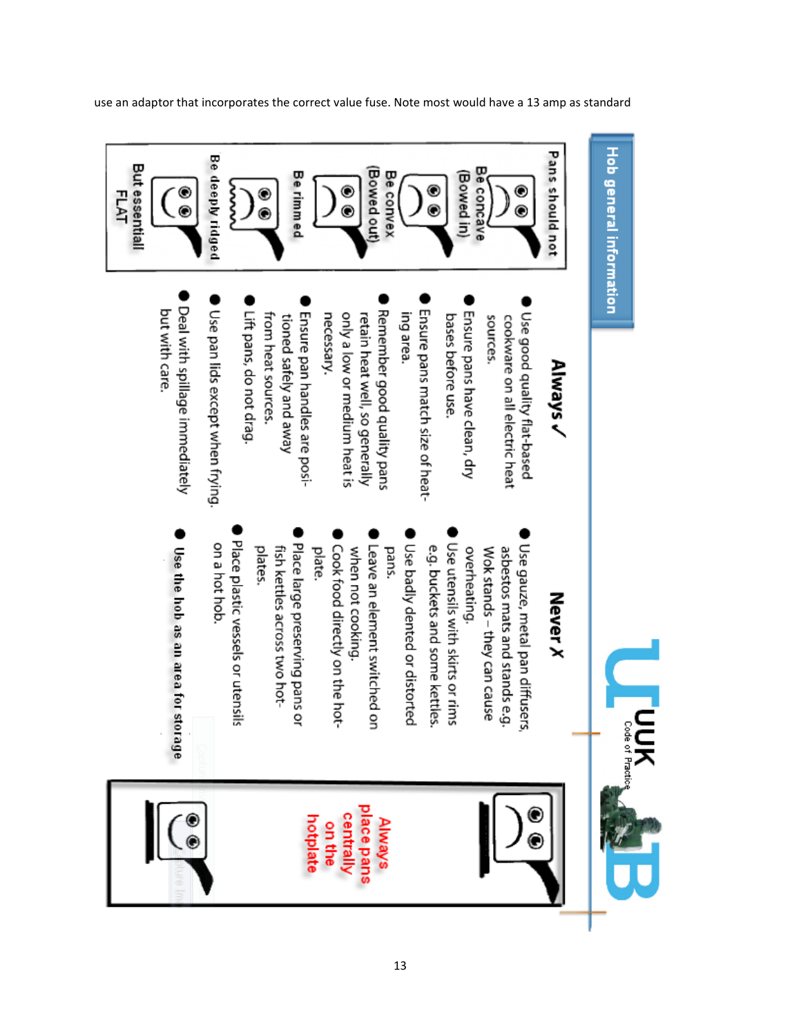use an adaptor that incorporates the correct value fuse. Note most would have a 13 amp as standard

## Hob general information

UUK Code of Practice

### Always ✓

- Use good quality flat-based cookware on all electric heat sources.
- Ensure pans have clean, dry bases before use.
- Ensure pans match size of heating area.
- Remember good quality pans retain heat well, so generally only a low or medium heat is necessary.
- Ensure pan handles are positioned safely and away from heat sources.
- Lift pans, do not drag.
- Use pan lids except when frying.
- Deal with spillage immediately but with care.

### Never ✗

- Use gauze, metal pan diffusers, asbestos mats and stands e.g. Wok stands – they can cause overheating.
- Use utensils with skirts or rims e.g. buckets and some kettles.
- Use badly dented or distorted pans.
- Leave an element switched on when not cooking.
- Cook food directly on the hotplate.
- Place large preserving pans or fish kettles across two hotplates.
- Place plastic vessels or utensils on a hot hob.
- Use the hob as an area for storage

**Pans should not**

- Be concave (Bowed in)
- Be convex (Bowed out)
- Be rimmed
- Be deeply ridged

**But essentially FLAT**

**Always place pans centrally on the hotplate**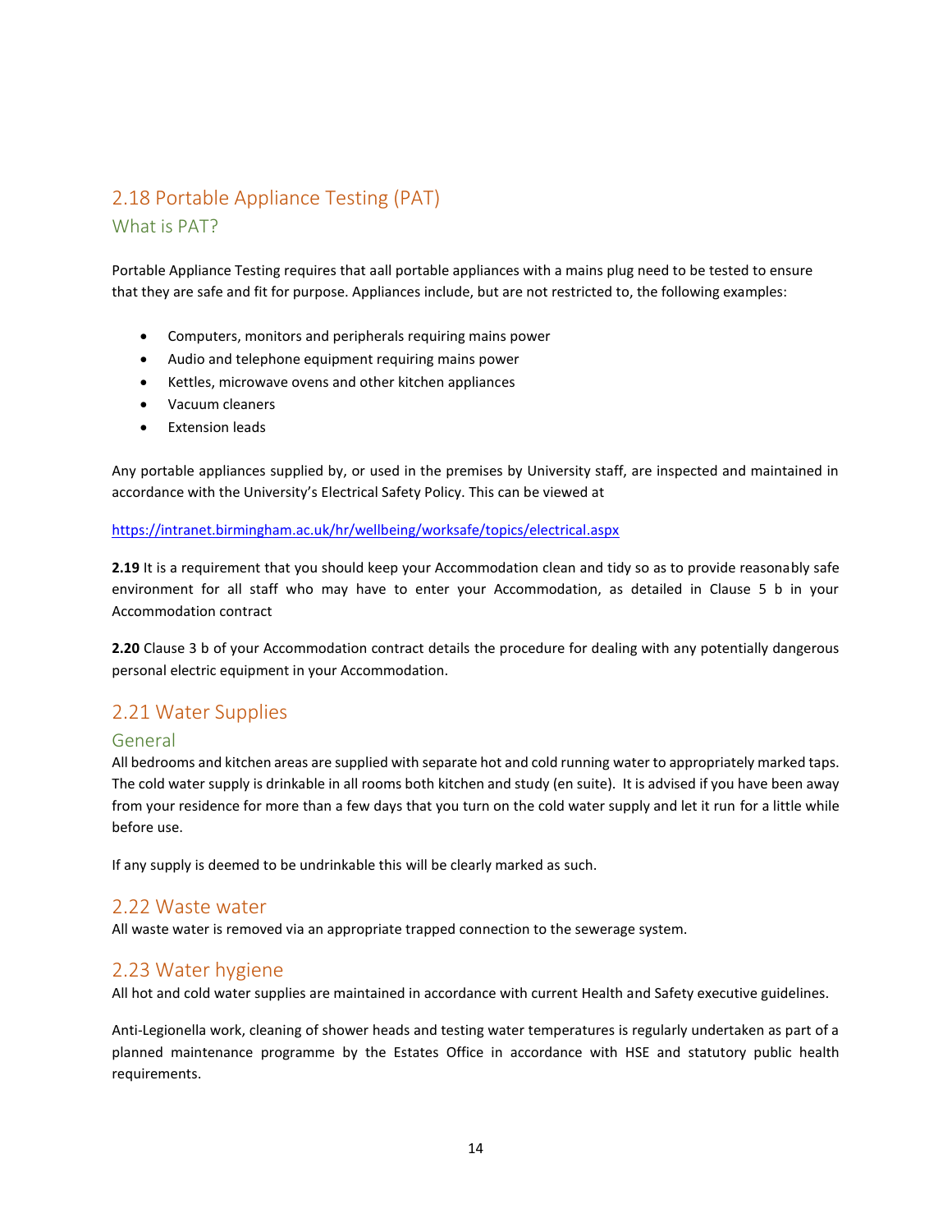## 2.18 Portable Appliance Testing (PAT)

### What is PAT?

Portable Appliance Testing requires that aall portable appliances with a mains plug need to be tested to ensure that they are safe and fit for purpose. Appliances include, but are not restricted to, the following examples:

- Computers, monitors and peripherals requiring mains power
- Audio and telephone equipment requiring mains power
- Kettles, microwave ovens and other kitchen appliances
- Vacuum cleaners
- Extension leads

Any portable appliances supplied by, or used in the premises by University staff, are inspected and maintained in accordance with the University's Electrical Safety Policy. This can be viewed at

https://intranet.birmingham.ac.uk/hr/wellbeing/worksafe/topics/electrical.aspx

**2.19** It is a requirement that you should keep your Accommodation clean and tidy so as to provide reasonably safe environment for all staff who may have to enter your Accommodation, as detailed in Clause 5 b in your Accommodation contract

**2.20** Clause 3 b of your Accommodation contract details the procedure for dealing with any potentially dangerous personal electric equipment in your Accommodation.

## 2.21 Water Supplies

### General

All bedrooms and kitchen areas are supplied with separate hot and cold running water to appropriately marked taps. The cold water supply is drinkable in all rooms both kitchen and study (en suite). It is advised if you have been away from your residence for more than a few days that you turn on the cold water supply and let it run for a little while before use.

If any supply is deemed to be undrinkable this will be clearly marked as such.

## 2.22 Waste water

All waste water is removed via an appropriate trapped connection to the sewerage system.

## 2.23 Water hygiene

All hot and cold water supplies are maintained in accordance with current Health and Safety executive guidelines.

Anti-Legionella work, cleaning of shower heads and testing water temperatures is regularly undertaken as part of a planned maintenance programme by the Estates Office in accordance with HSE and statutory public health requirements.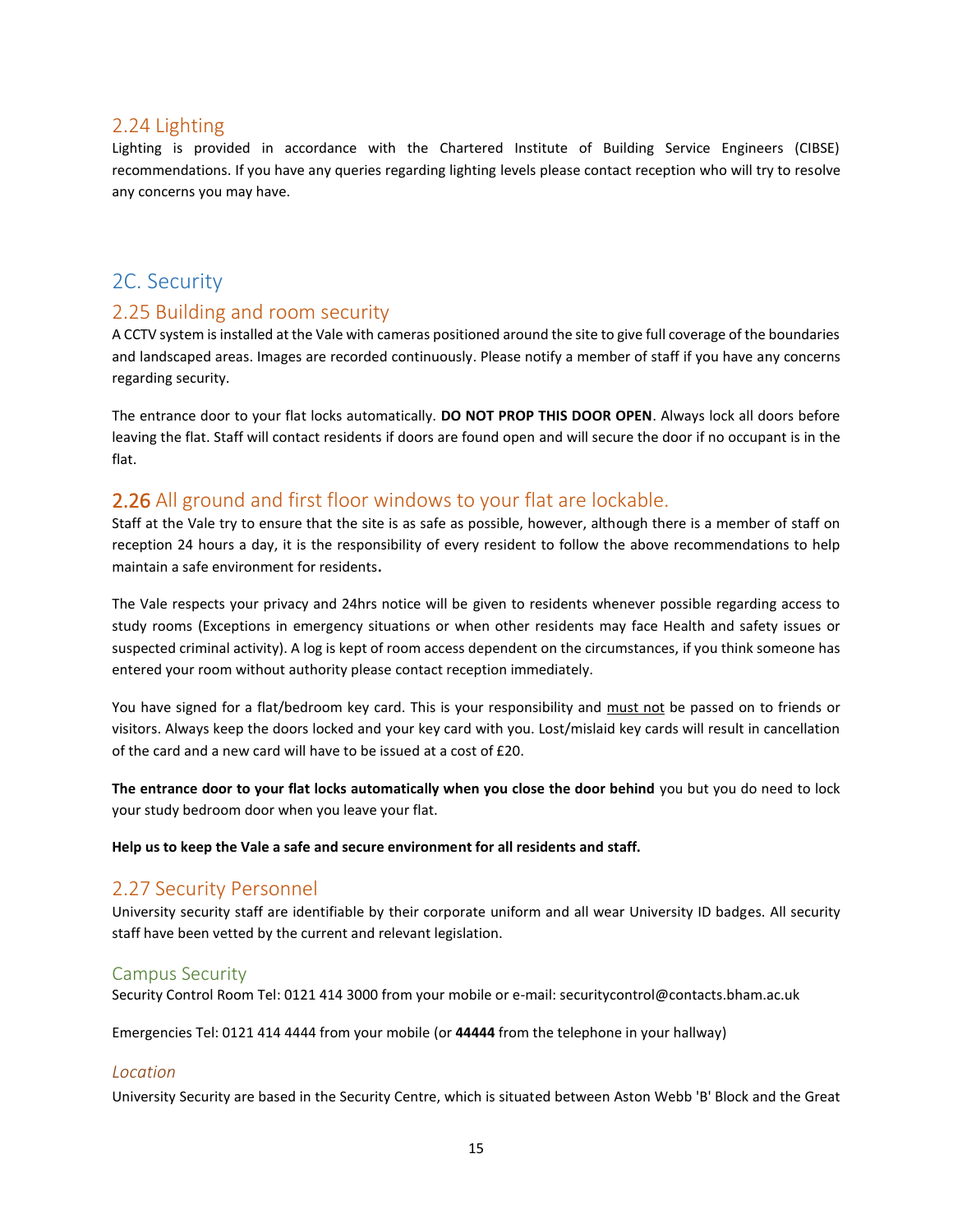### 2.24 Lighting

Lighting is provided in accordance with the Chartered Institute of Building Service Engineers (CIBSE) recommendations. If you have any queries regarding lighting levels please contact reception who will try to resolve any concerns you may have.

## 2C. Security

### 2.25 Building and room security

A CCTV system is installed at the Vale with cameras positioned around the site to give full coverage of the boundaries and landscaped areas. Images are recorded continuously. Please notify a member of staff if you have any concerns regarding security.

The entrance door to your flat locks automatically. **DO NOT PROP THIS DOOR OPEN**. Always lock all doors before leaving the flat. Staff will contact residents if doors are found open and will secure the door if no occupant is in the flat.

### 2.26 All ground and first floor windows to your flat are lockable.

Staff at the Vale try to ensure that the site is as safe as possible, however, although there is a member of staff on reception 24 hours a day, it is the responsibility of every resident to follow the above recommendations to help maintain a safe environment for residents**.**

The Vale respects your privacy and 24hrs notice will be given to residents whenever possible regarding access to study rooms (Exceptions in emergency situations or when other residents may face Health and safety issues or suspected criminal activity). A log is kept of room access dependent on the circumstances, if you think someone has entered your room without authority please contact reception immediately.

You have signed for a flat/bedroom key card. This is your responsibility and <u>must not</u> be passed on to friends or visitors. Always keep the doors locked and your key card with you. Lost/mislaid key cards will result in cancellation of the card and a new card will have to be issued at a cost of £20.

**The entrance door to your flat locks automatically when you close the door behind** you but you do need to lock your study bedroom door when you leave your flat.

**Help us to keep the Vale a safe and secure environment for all residents and staff.**

### 2.27 Security Personnel

University security staff are identifiable by their corporate uniform and all wear University ID badges. All security staff have been vetted by the current and relevant legislation.

#### Campus Security

Security Control Room Tel: 0121 414 3000 from your mobile or e-mail: securitycontrol@contacts.bham.ac.uk

Emergencies Tel: 0121 414 4444 from your mobile (or **44444** from the telephone in your hallway)

#### *Location*

University Security are based in the Security Centre, which is situated between Aston Webb 'B' Block and the Great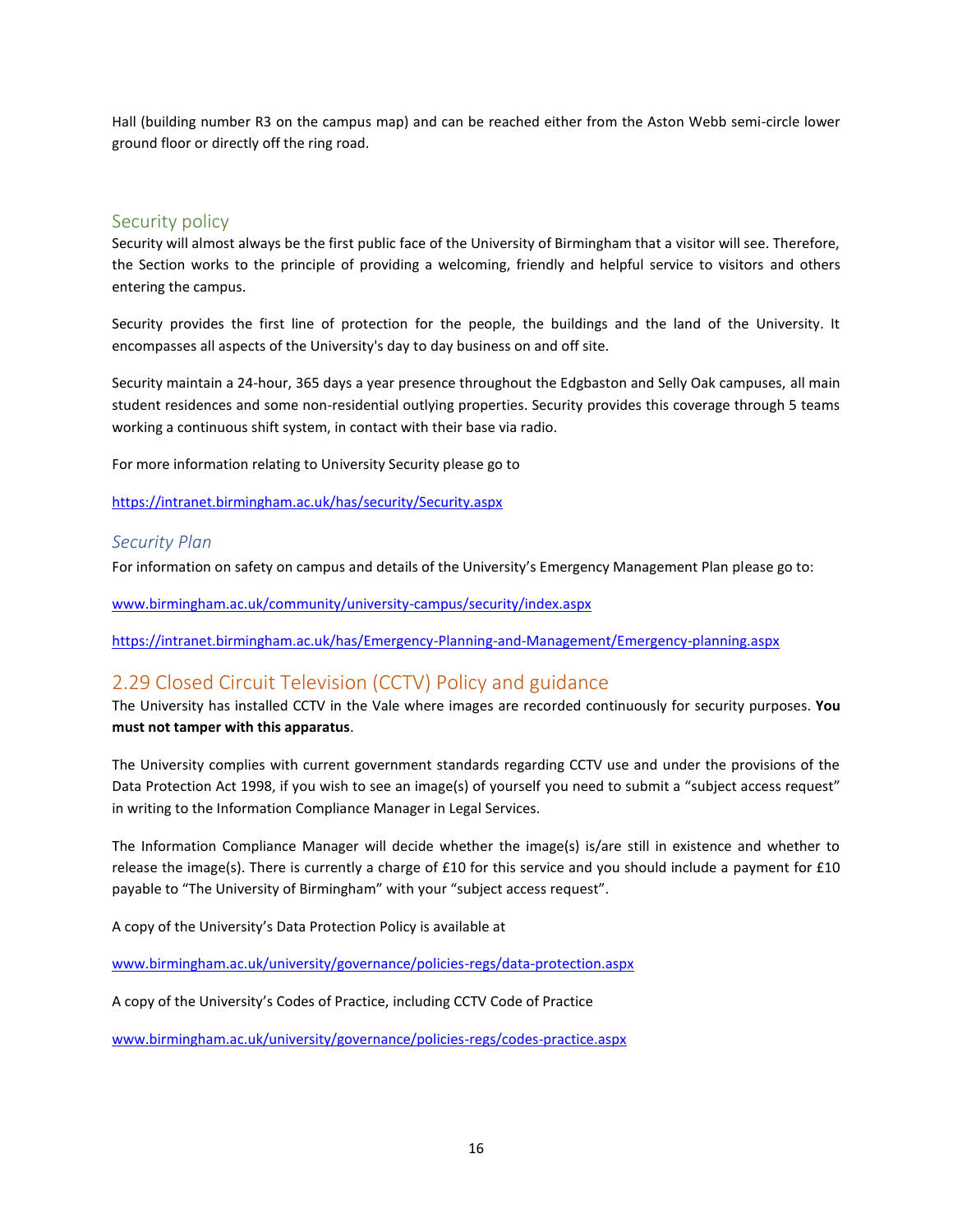Hall (building number R3 on the campus map) and can be reached either from the Aston Webb semi-circle lower ground floor or directly off the ring road.

### Security policy

Security will almost always be the first public face of the University of Birmingham that a visitor will see. Therefore, the Section works to the principle of providing a welcoming, friendly and helpful service to visitors and others entering the campus.

Security provides the first line of protection for the people, the buildings and the land of the University. It encompasses all aspects of the University's day to day business on and off site.

Security maintain a 24-hour, 365 days a year presence throughout the Edgbaston and Selly Oak campuses, all main student residences and some non-residential outlying properties. Security provides this coverage through 5 teams working a continuous shift system, in contact with their base via radio.

For more information relating to University Security please go to

https://intranet.birmingham.ac.uk/has/security/Security.aspx

#### *Security Plan*

For information on safety on campus and details of the University's Emergency Management Plan please go to:

www.birmingham.ac.uk/community/university-campus/security/index.aspx

https://intranet.birmingham.ac.uk/has/Emergency-Planning-and-Management/Emergency-planning.aspx

## 2.29 Closed Circuit Television (CCTV) Policy and guidance

The University has installed CCTV in the Vale where images are recorded continuously for security purposes. **You must not tamper with this apparatus**.

The University complies with current government standards regarding CCTV use and under the provisions of the Data Protection Act 1998, if you wish to see an image(s) of yourself you need to submit a "subject access request" in writing to the Information Compliance Manager in Legal Services.

The Information Compliance Manager will decide whether the image(s) is/are still in existence and whether to release the image(s). There is currently a charge of £10 for this service and you should include a payment for £10 payable to "The University of Birmingham" with your "subject access request".

A copy of the University's Data Protection Policy is available at

www.birmingham.ac.uk/university/governance/policies-regs/data-protection.aspx

A copy of the University's Codes of Practice, including CCTV Code of Practice

www.birmingham.ac.uk/university/governance/policies-regs/codes-practice.aspx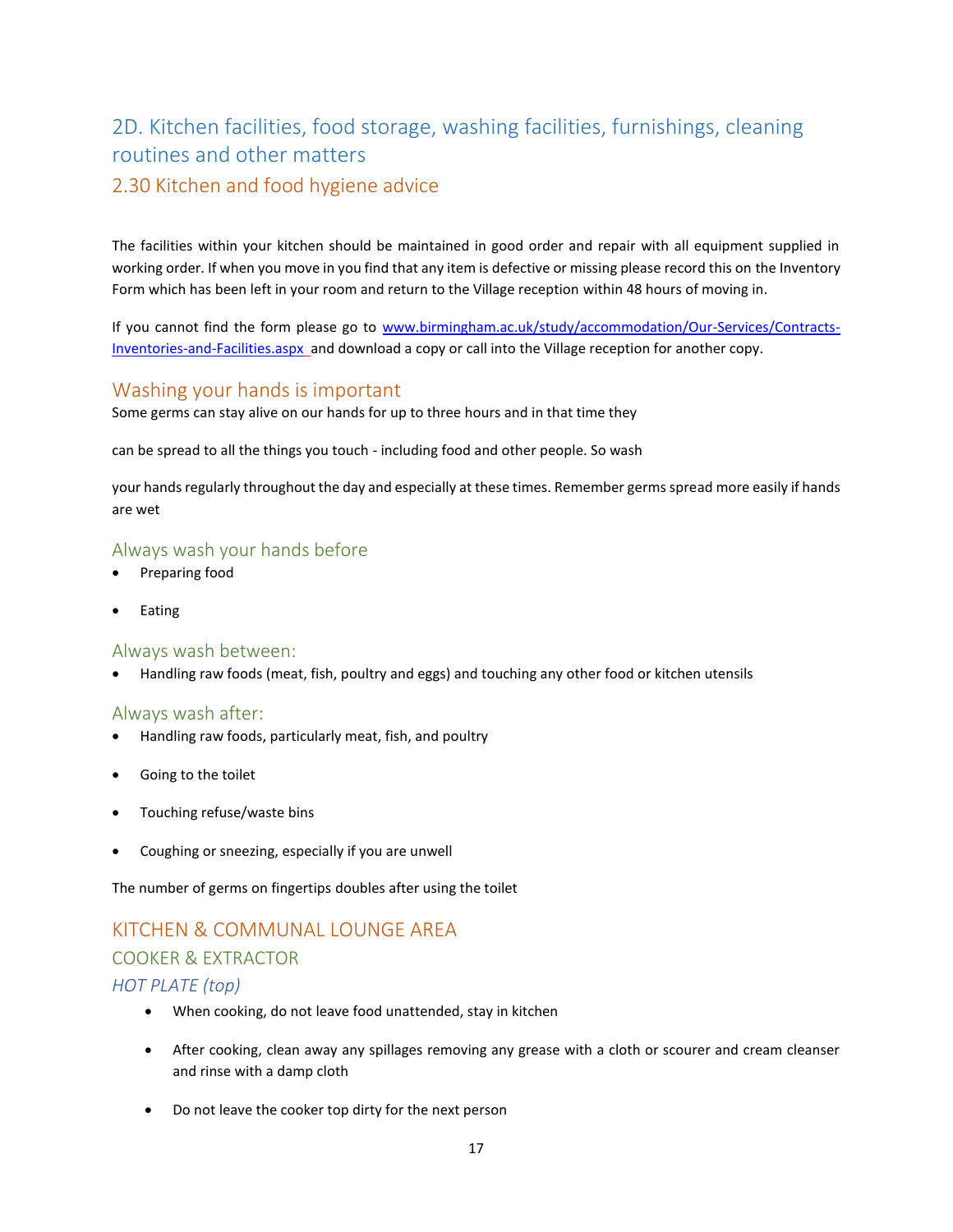## 2D. Kitchen facilities, food storage, washing facilities, furnishings, cleaning routines and other matters

### 2.30 Kitchen and food hygiene advice

The facilities within your kitchen should be maintained in good order and repair with all equipment supplied in working order. If when you move in you find that any item is defective or missing please record this on the Inventory Form which has been left in your room and return to the Village reception within 48 hours of moving in.

If you cannot find the form please go to [www.birmingham.ac.uk/study/accommodation/Our-Services/Contracts-Inventories-and-Facilities.aspx](www.birmingham.ac.uk/study/accommodation/Our-Services/Contracts-Inventories-and-Facilities.aspx) and download a copy or call into the Village reception for another copy.

### Washing your hands is important

Some germs can stay alive on our hands for up to three hours and in that time they

can be spread to all the things you touch - including food and other people. So wash

your hands regularly throughout the day and especially at these times. Remember germs spread more easily if hands are wet

#### Always wash your hands before

- Preparing food
- Eating

#### Always wash between:

- Handling raw foods (meat, fish, poultry and eggs) and touching any other food or kitchen utensils

#### Always wash after:

- Handling raw foods, particularly meat, fish, and poultry
- Going to the toilet
- Touching refuse/waste bins
- Coughing or sneezing, especially if you are unwell

The number of germs on fingertips doubles after using the toilet

### KITCHEN & COMMUNAL LOUNGE AREA

#### COOKER & EXTRACTOR

##### *HOT PLATE (top)*

- When cooking, do not leave food unattended, stay in kitchen
- After cooking, clean away any spillages removing any grease with a cloth or scourer and cream cleanser and rinse with a damp cloth
- Do not leave the cooker top dirty for the next person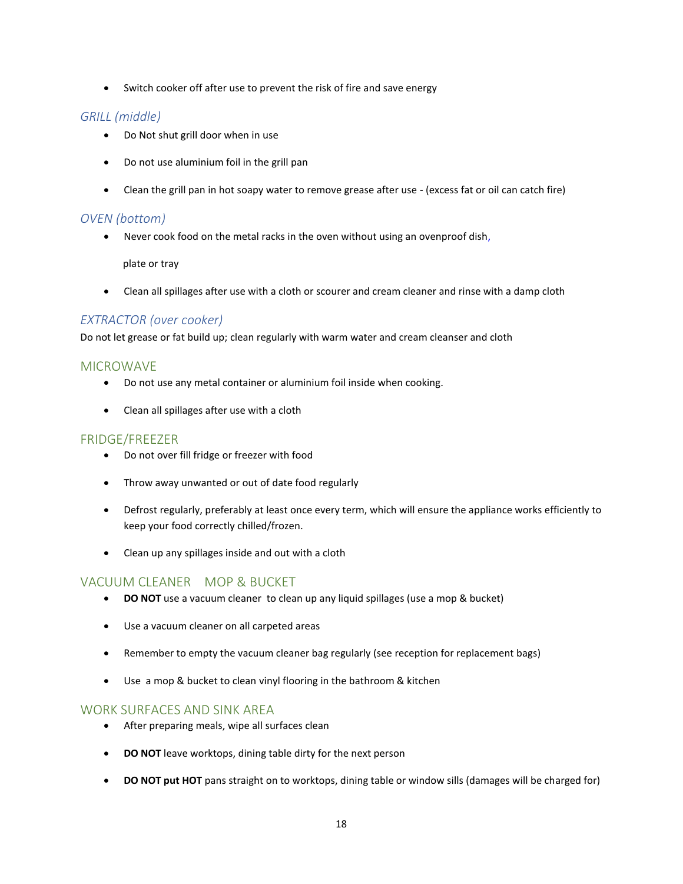- Switch cooker off after use to prevent the risk of fire and save energy

### *GRILL (middle)*

- Do Not shut grill door when in use
- Do not use aluminium foil in the grill pan
- Clean the grill pan in hot soapy water to remove grease after use - (excess fat or oil can catch fire)

### *OVEN (bottom)*

- Never cook food on the metal racks in the oven without using an ovenproof dish, plate or tray
- Clean all spillages after use with a cloth or scourer and cream cleaner and rinse with a damp cloth

### *EXTRACTOR (over cooker)*

Do not let grease or fat build up; clean regularly with warm water and cream cleanser and cloth

## MICROWAVE

- Do not use any metal container or aluminium foil inside when cooking.
- Clean all spillages after use with a cloth

## FRIDGE/FREEZER

- Do not over fill fridge or freezer with food
- Throw away unwanted or out of date food regularly
- Defrost regularly, preferably at least once every term, which will ensure the appliance works efficiently to keep your food correctly chilled/frozen.
- Clean up any spillages inside and out with a cloth

## VACUUM CLEANER MOP & BUCKET

- **DO NOT** use a vacuum cleaner to clean up any liquid spillages (use a mop & bucket)
- Use a vacuum cleaner on all carpeted areas
- Remember to empty the vacuum cleaner bag regularly (see reception for replacement bags)
- Use a mop & bucket to clean vinyl flooring in the bathroom & kitchen

## WORK SURFACES AND SINK AREA

- After preparing meals, wipe all surfaces clean
- **DO NOT** leave worktops, dining table dirty for the next person
- **DO NOT put HOT** pans straight on to worktops, dining table or window sills (damages will be charged for)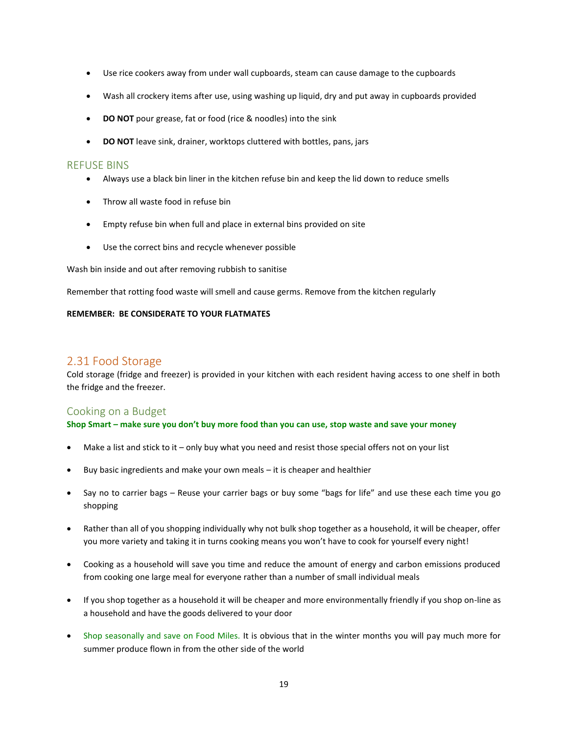- Use rice cookers away from under wall cupboards, steam can cause damage to the cupboards
- Wash all crockery items after use, using washing up liquid, dry and put away in cupboards provided
- **DO NOT** pour grease, fat or food (rice & noodles) into the sink
- **DO NOT** leave sink, drainer, worktops cluttered with bottles, pans, jars

### REFUSE BINS

- Always use a black bin liner in the kitchen refuse bin and keep the lid down to reduce smells
- Throw all waste food in refuse bin
- Empty refuse bin when full and place in external bins provided on site
- Use the correct bins and recycle whenever possible

Wash bin inside and out after removing rubbish to sanitise

Remember that rotting food waste will smell and cause germs. Remove from the kitchen regularly

**REMEMBER: BE CONSIDERATE TO YOUR FLATMATES**

## 2.31 Food Storage

Cold storage (fridge and freezer) is provided in your kitchen with each resident having access to one shelf in both the fridge and the freezer.

### Cooking on a Budget

**Shop Smart – make sure you don't buy more food than you can use, stop waste and save your money**

- Make a list and stick to it – only buy what you need and resist those special offers not on your list
- Buy basic ingredients and make your own meals – it is cheaper and healthier
- Say no to carrier bags – Reuse your carrier bags or buy some "bags for life" and use these each time you go shopping
- Rather than all of you shopping individually why not bulk shop together as a household, it will be cheaper, offer you more variety and taking it in turns cooking means you won't have to cook for yourself every night!
- Cooking as a household will save you time and reduce the amount of energy and carbon emissions produced from cooking one large meal for everyone rather than a number of small individual meals
- If you shop together as a household it will be cheaper and more environmentally friendly if you shop on-line as a household and have the goods delivered to your door
- Shop seasonally and save on Food Miles. It is obvious that in the winter months you will pay much more for summer produce flown in from the other side of the world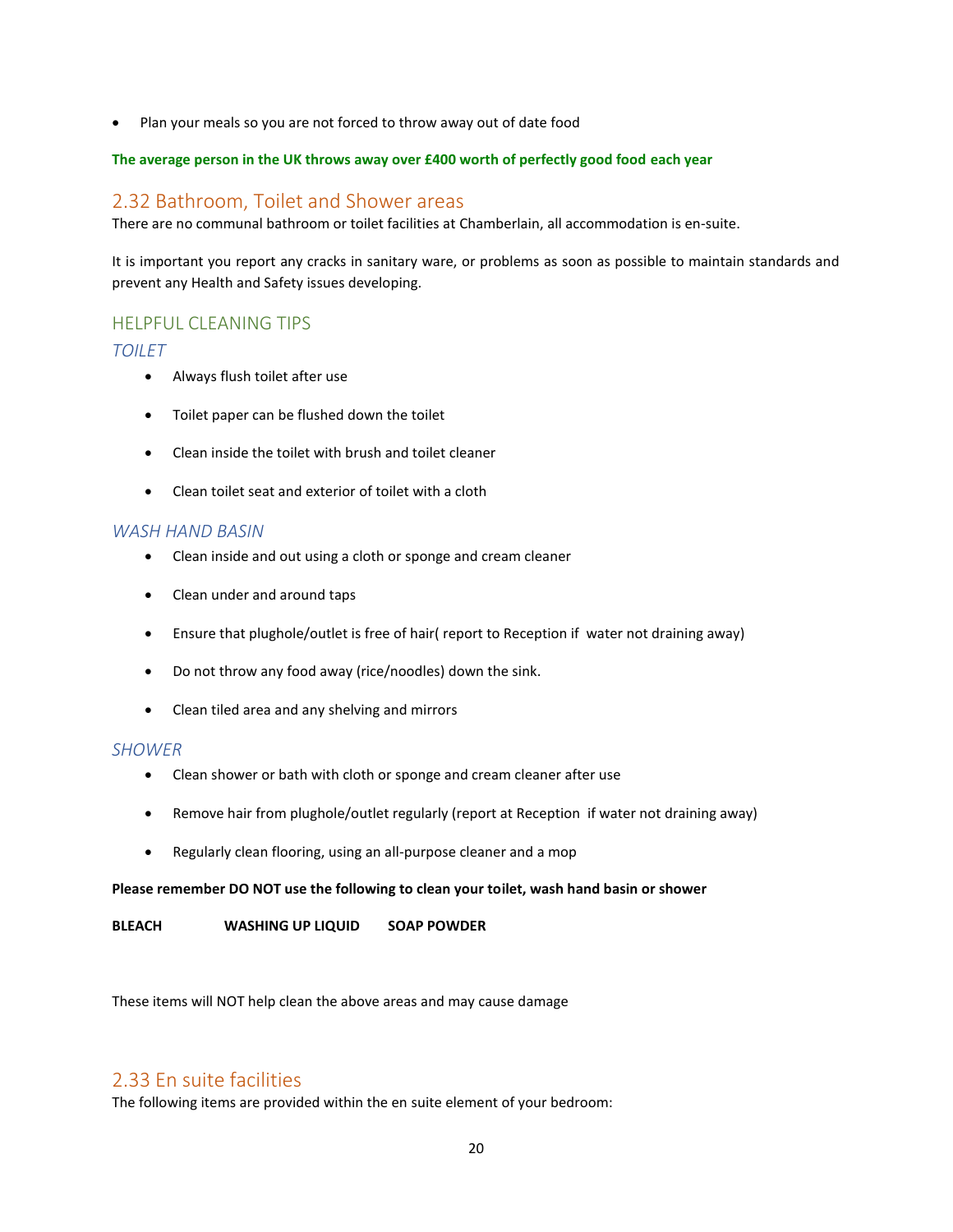- Plan your meals so you are not forced to throw away out of date food

**The average person in the UK throws away over £400 worth of perfectly good food each year**

## 2.32 Bathroom, Toilet and Shower areas

There are no communal bathroom or toilet facilities at Chamberlain, all accommodation is en-suite.

It is important you report any cracks in sanitary ware, or problems as soon as possible to maintain standards and prevent any Health and Safety issues developing.

### HELPFUL CLEANING TIPS

#### *TOILET*

- Always flush toilet after use
- Toilet paper can be flushed down the toilet
- Clean inside the toilet with brush and toilet cleaner
- Clean toilet seat and exterior of toilet with a cloth

#### *WASH HAND BASIN*

- Clean inside and out using a cloth or sponge and cream cleaner
- Clean under and around taps
- Ensure that plughole/outlet is free of hair( report to Reception if water not draining away)
- Do not throw any food away (rice/noodles) down the sink.
- Clean tiled area and any shelving and mirrors

#### *SHOWER*

- Clean shower or bath with cloth or sponge and cream cleaner after use
- Remove hair from plughole/outlet regularly (report at Reception if water not draining away)
- Regularly clean flooring, using an all-purpose cleaner and a mop

**Please remember DO NOT use the following to clean your toilet, wash hand basin or shower**

**BLEACH WASHING UP LIQUID SOAP POWDER**

These items will NOT help clean the above areas and may cause damage

## 2.33 En suite facilities

The following items are provided within the en suite element of your bedroom: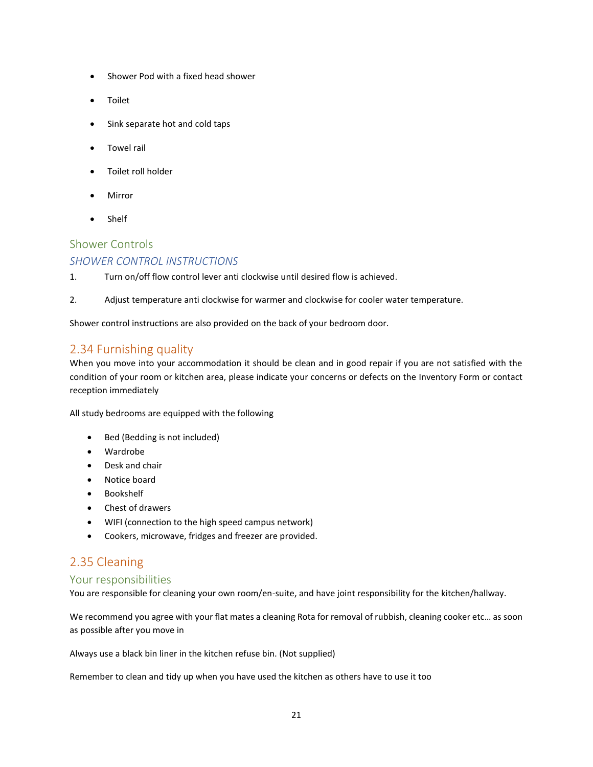- Shower Pod with a fixed head shower
- Toilet
- Sink separate hot and cold taps
- Towel rail
- Toilet roll holder
- Mirror
- Shelf

### Shower Controls

#### *SHOWER CONTROL INSTRUCTIONS*

1. Turn on/off flow control lever anti clockwise until desired flow is achieved.
2. Adjust temperature anti clockwise for warmer and clockwise for cooler water temperature.

Shower control instructions are also provided on the back of your bedroom door.

## 2.34 Furnishing quality

When you move into your accommodation it should be clean and in good repair if you are not satisfied with the condition of your room or kitchen area, please indicate your concerns or defects on the Inventory Form or contact reception immediately

All study bedrooms are equipped with the following

- Bed (Bedding is not included)
- Wardrobe
- Desk and chair
- Notice board
- Bookshelf
- Chest of drawers
- WIFI (connection to the high speed campus network)
- Cookers, microwave, fridges and freezer are provided.

## 2.35 Cleaning

### Your responsibilities

You are responsible for cleaning your own room/en-suite, and have joint responsibility for the kitchen/hallway.

We recommend you agree with your flat mates a cleaning Rota for removal of rubbish, cleaning cooker etc… as soon as possible after you move in

Always use a black bin liner in the kitchen refuse bin. (Not supplied)

Remember to clean and tidy up when you have used the kitchen as others have to use it too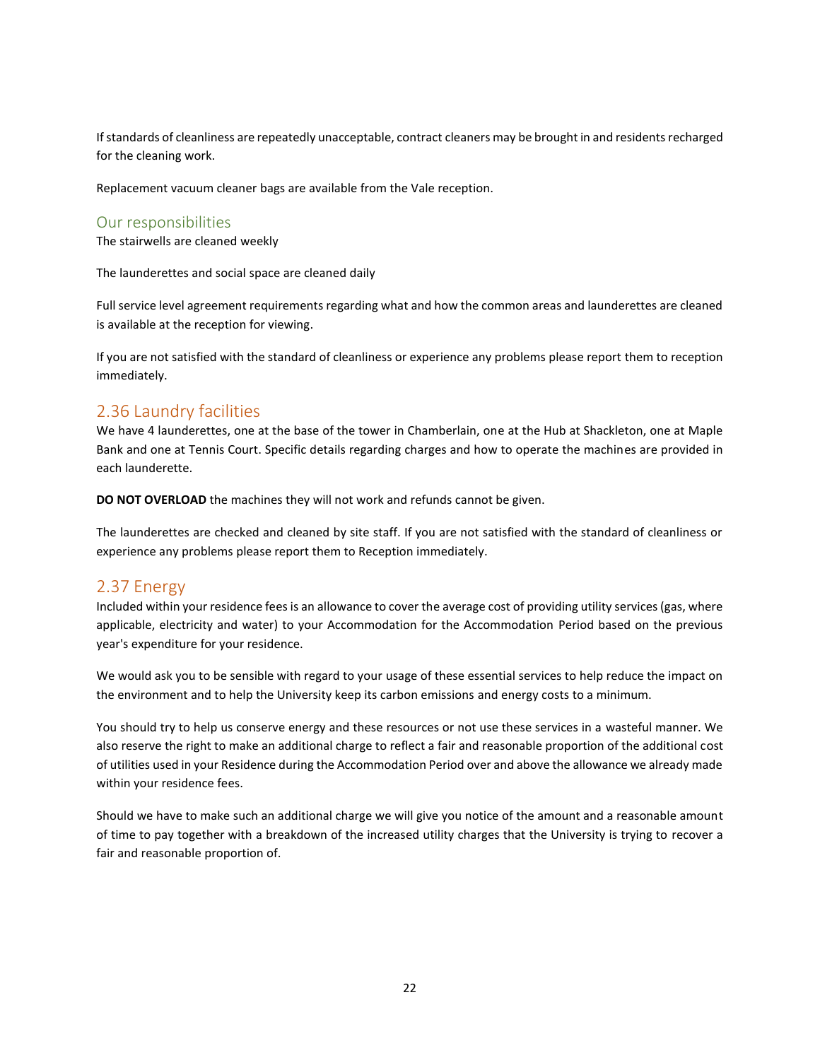If standards of cleanliness are repeatedly unacceptable, contract cleaners may be brought in and residents recharged for the cleaning work.

Replacement vacuum cleaner bags are available from the Vale reception.

### Our responsibilities

The stairwells are cleaned weekly

The launderettes and social space are cleaned daily

Full service level agreement requirements regarding what and how the common areas and launderettes are cleaned is available at the reception for viewing.

If you are not satisfied with the standard of cleanliness or experience any problems please report them to reception immediately.

## 2.36 Laundry facilities

We have 4 launderettes, one at the base of the tower in Chamberlain, one at the Hub at Shackleton, one at Maple Bank and one at Tennis Court. Specific details regarding charges and how to operate the machines are provided in each launderette.

**DO NOT OVERLOAD** the machines they will not work and refunds cannot be given.

The launderettes are checked and cleaned by site staff. If you are not satisfied with the standard of cleanliness or experience any problems please report them to Reception immediately.

## 2.37 Energy

Included within your residence fees is an allowance to cover the average cost of providing utility services (gas, where applicable, electricity and water) to your Accommodation for the Accommodation Period based on the previous year's expenditure for your residence.

We would ask you to be sensible with regard to your usage of these essential services to help reduce the impact on the environment and to help the University keep its carbon emissions and energy costs to a minimum.

You should try to help us conserve energy and these resources or not use these services in a wasteful manner. We also reserve the right to make an additional charge to reflect a fair and reasonable proportion of the additional cost of utilities used in your Residence during the Accommodation Period over and above the allowance we already made within your residence fees.

Should we have to make such an additional charge we will give you notice of the amount and a reasonable amount of time to pay together with a breakdown of the increased utility charges that the University is trying to recover a fair and reasonable proportion of.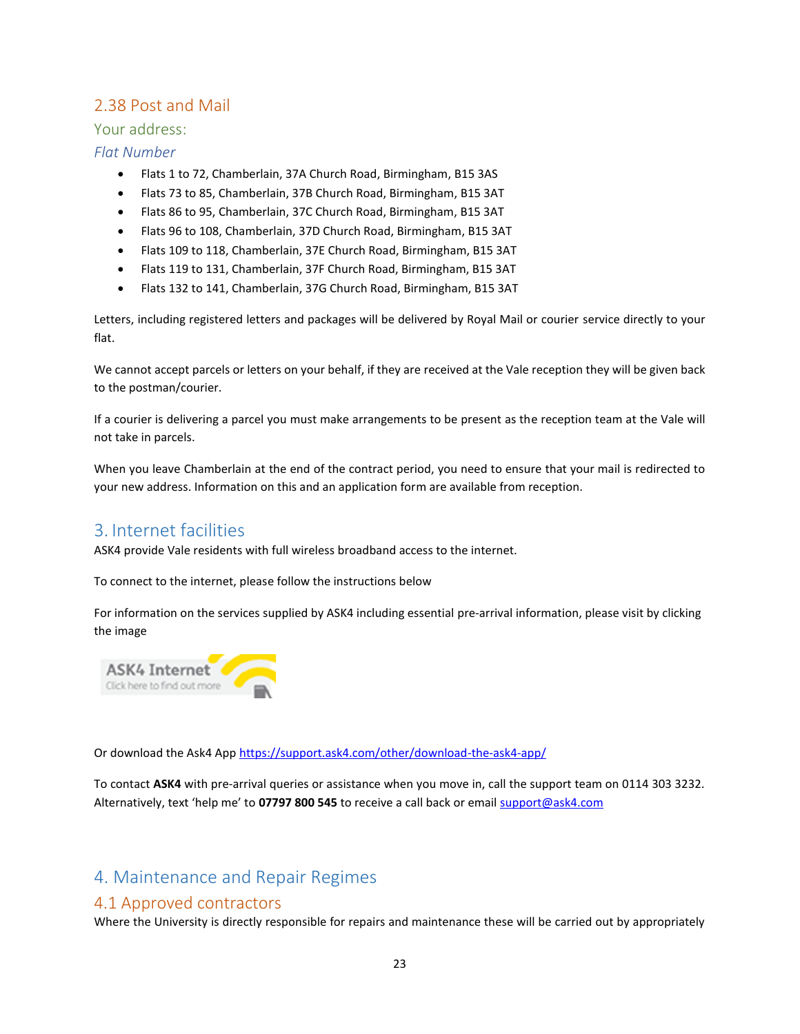## 2.38 Post and Mail

### Your address:

#### *Flat Number*

- Flats 1 to 72, Chamberlain, 37A Church Road, Birmingham, B15 3AS
- Flats 73 to 85, Chamberlain, 37B Church Road, Birmingham, B15 3AT
- Flats 86 to 95, Chamberlain, 37C Church Road, Birmingham, B15 3AT
- Flats 96 to 108, Chamberlain, 37D Church Road, Birmingham, B15 3AT
- Flats 109 to 118, Chamberlain, 37E Church Road, Birmingham, B15 3AT
- Flats 119 to 131, Chamberlain, 37F Church Road, Birmingham, B15 3AT
- Flats 132 to 141, Chamberlain, 37G Church Road, Birmingham, B15 3AT

Letters, including registered letters and packages will be delivered by Royal Mail or courier service directly to your flat.

We cannot accept parcels or letters on your behalf, if they are received at the Vale reception they will be given back to the postman/courier.

If a courier is delivering a parcel you must make arrangements to be present as the reception team at the Vale will not take in parcels.

When you leave Chamberlain at the end of the contract period, you need to ensure that your mail is redirected to your new address. Information on this and an application form are available from reception.

# 3. Internet facilities

ASK4 provide Vale residents with full wireless broadband access to the internet.

To connect to the internet, please follow the instructions below

For information on the services supplied by ASK4 including essential pre-arrival information, please visit by clicking the image

ASK4 Internet
Click here to find out more

Or download the Ask4 App https://support.ask4.com/other/download-the-ask4-app/

To contact **ASK4** with pre-arrival queries or assistance when you move in, call the support team on 0114 303 3232. Alternatively, text 'help me' to **07797 800 545** to receive a call back or email support@ask4.com

# 4. Maintenance and Repair Regimes

## 4.1 Approved contractors

Where the University is directly responsible for repairs and maintenance these will be carried out by appropriately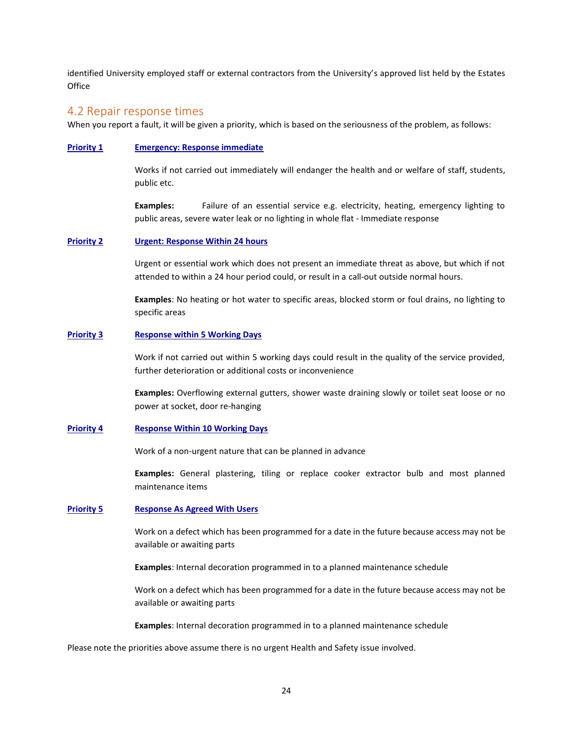identified University employed staff or external contractors from the University's approved list held by the Estates Office

## 4.2 Repair response times

When you report a fault, it will be given a priority, which is based on the seriousness of the problem, as follows:

**Priority 1** **Emergency: Response immediate**

Works if not carried out immediately will endanger the health and or welfare of staff, students, public etc.

**Examples:** Failure of an essential service e.g. electricity, heating, emergency lighting to public areas, severe water leak or no lighting in whole flat - Immediate response

**Priority 2** **Urgent: Response Within 24 hours**

Urgent or essential work which does not present an immediate threat as above, but which if not attended to within a 24 hour period could, or result in a call-out outside normal hours.

**Examples**: No heating or hot water to specific areas, blocked storm or foul drains, no lighting to specific areas

**Priority 3** **Response within 5 Working Days**

Work if not carried out within 5 working days could result in the quality of the service provided, further deterioration or additional costs or inconvenience

**Examples:** Overflowing external gutters, shower waste draining slowly or toilet seat loose or no power at socket, door re-hanging

**Priority 4** **Response Within 10 Working Days**

Work of a non-urgent nature that can be planned in advance

**Examples:** General plastering, tiling or replace cooker extractor bulb and most planned maintenance items

**Priority 5** **Response As Agreed With Users**

Work on a defect which has been programmed for a date in the future because access may not be available or awaiting parts

**Examples**: Internal decoration programmed in to a planned maintenance schedule

Work on a defect which has been programmed for a date in the future because access may not be available or awaiting parts

**Examples**: Internal decoration programmed in to a planned maintenance schedule

Please note the priorities above assume there is no urgent Health and Safety issue involved.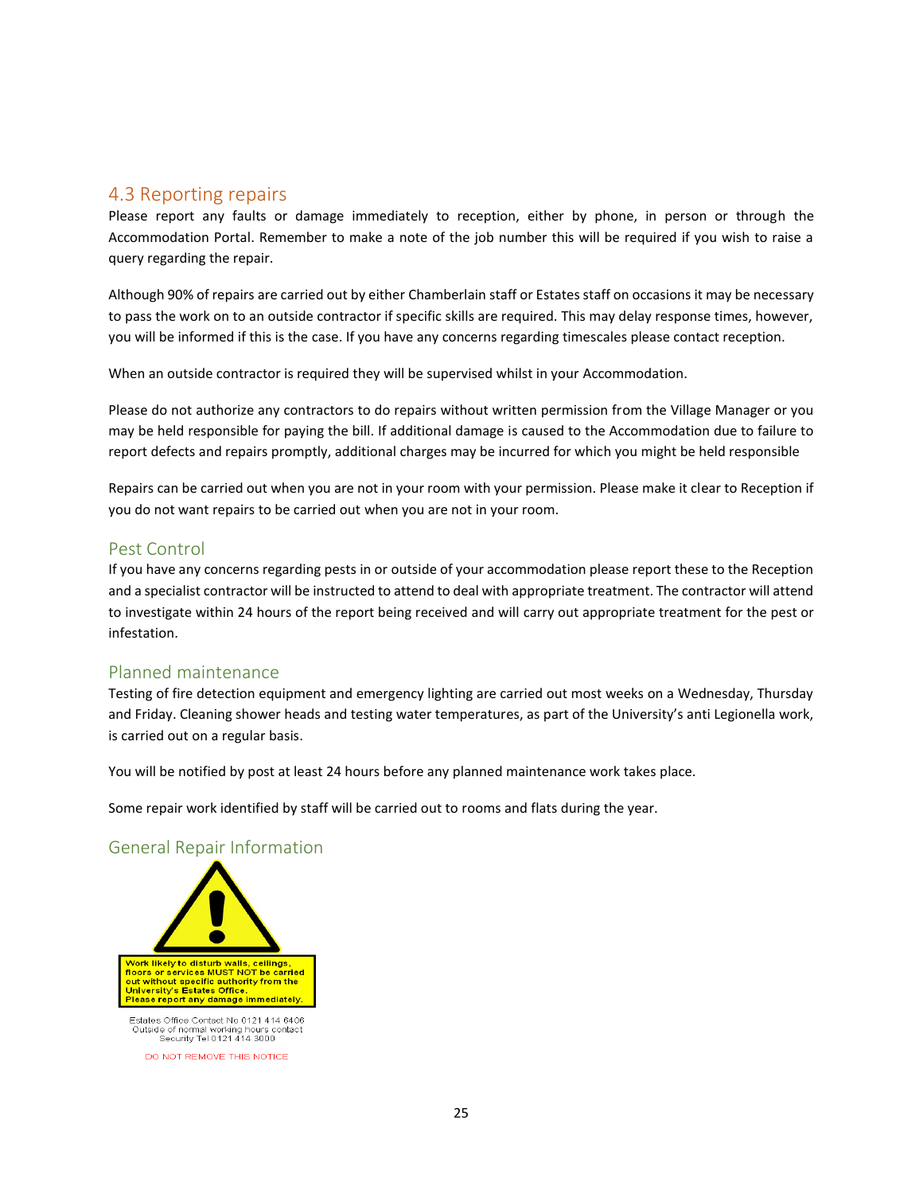## 4.3 Reporting repairs

Please report any faults or damage immediately to reception, either by phone, in person or through the Accommodation Portal. Remember to make a note of the job number this will be required if you wish to raise a query regarding the repair.

Although 90% of repairs are carried out by either Chamberlain staff or Estates staff on occasions it may be necessary to pass the work on to an outside contractor if specific skills are required. This may delay response times, however, you will be informed if this is the case. If you have any concerns regarding timescales please contact reception.

When an outside contractor is required they will be supervised whilst in your Accommodation.

Please do not authorize any contractors to do repairs without written permission from the Village Manager or you may be held responsible for paying the bill. If additional damage is caused to the Accommodation due to failure to report defects and repairs promptly, additional charges may be incurred for which you might be held responsible

Repairs can be carried out when you are not in your room with your permission. Please make it clear to Reception if you do not want repairs to be carried out when you are not in your room.

### Pest Control

If you have any concerns regarding pests in or outside of your accommodation please report these to the Reception and a specialist contractor will be instructed to attend to deal with appropriate treatment. The contractor will attend to investigate within 24 hours of the report being received and will carry out appropriate treatment for the pest or infestation.

### Planned maintenance

Testing of fire detection equipment and emergency lighting are carried out most weeks on a Wednesday, Thursday and Friday. Cleaning shower heads and testing water temperatures, as part of the University's anti Legionella work, is carried out on a regular basis.

You will be notified by post at least 24 hours before any planned maintenance work takes place.

Some repair work identified by staff will be carried out to rooms and flats during the year.

### General Repair Information

**Work likely to disturb walls, ceilings, floors or services MUST NOT be carried out without specific authority from the University's Estates Office. Please report any damage immediately.**

Estates Office Contact No 0121 414 6406
Outside of normal working hours contact Security Tel 0121 414 3000

DO NOT REMOVE THIS NOTICE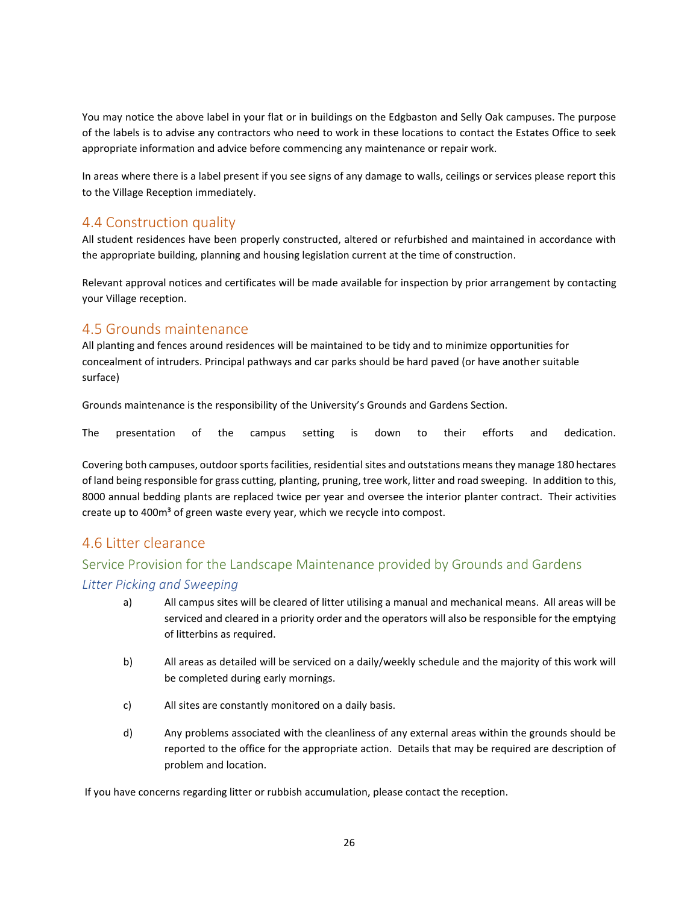You may notice the above label in your flat or in buildings on the Edgbaston and Selly Oak campuses. The purpose of the labels is to advise any contractors who need to work in these locations to contact the Estates Office to seek appropriate information and advice before commencing any maintenance or repair work.

In areas where there is a label present if you see signs of any damage to walls, ceilings or services please report this to the Village Reception immediately.

## 4.4 Construction quality

All student residences have been properly constructed, altered or refurbished and maintained in accordance with the appropriate building, planning and housing legislation current at the time of construction.

Relevant approval notices and certificates will be made available for inspection by prior arrangement by contacting your Village reception.

## 4.5 Grounds maintenance

All planting and fences around residences will be maintained to be tidy and to minimize opportunities for concealment of intruders. Principal pathways and car parks should be hard paved (or have another suitable surface)

Grounds maintenance is the responsibility of the University's Grounds and Gardens Section.

The presentation of the campus setting is down to their efforts and dedication.

Covering both campuses, outdoor sports facilities, residential sites and outstations means they manage 180 hectares of land being responsible for grass cutting, planting, pruning, tree work, litter and road sweeping. In addition to this, 8000 annual bedding plants are replaced twice per year and oversee the interior planter contract. Their activities create up to 400m³ of green waste every year, which we recycle into compost.

## 4.6 Litter clearance

### Service Provision for the Landscape Maintenance provided by Grounds and Gardens

#### *Litter Picking and Sweeping*

a) All campus sites will be cleared of litter utilising a manual and mechanical means. All areas will be serviced and cleared in a priority order and the operators will also be responsible for the emptying of litterbins as required.

b) All areas as detailed will be serviced on a daily/weekly schedule and the majority of this work will be completed during early mornings.

c) All sites are constantly monitored on a daily basis.

d) Any problems associated with the cleanliness of any external areas within the grounds should be reported to the office for the appropriate action. Details that may be required are description of problem and location.

If you have concerns regarding litter or rubbish accumulation, please contact the reception.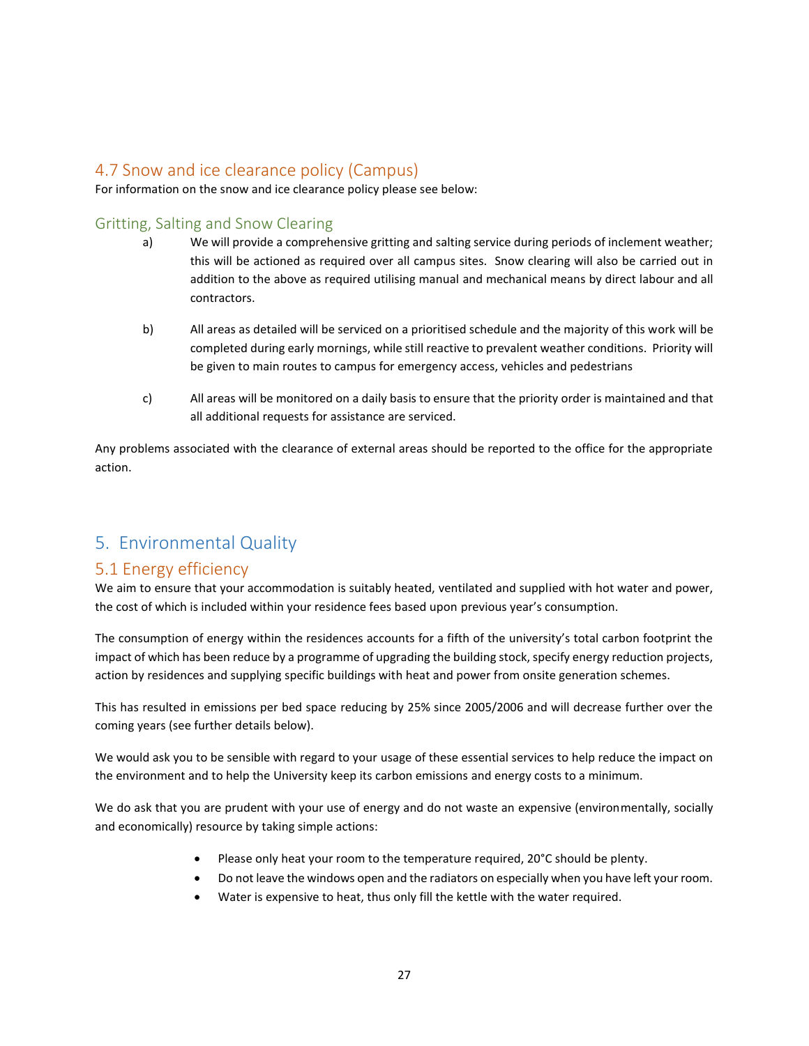## 4.7 Snow and ice clearance policy (Campus)

For information on the snow and ice clearance policy please see below:

### Gritting, Salting and Snow Clearing

a) We will provide a comprehensive gritting and salting service during periods of inclement weather; this will be actioned as required over all campus sites. Snow clearing will also be carried out in addition to the above as required utilising manual and mechanical means by direct labour and all contractors.

b) All areas as detailed will be serviced on a prioritised schedule and the majority of this work will be completed during early mornings, while still reactive to prevalent weather conditions. Priority will be given to main routes to campus for emergency access, vehicles and pedestrians

c) All areas will be monitored on a daily basis to ensure that the priority order is maintained and that all additional requests for assistance are serviced.

Any problems associated with the clearance of external areas should be reported to the office for the appropriate action.

# 5. Environmental Quality

## 5.1 Energy efficiency

We aim to ensure that your accommodation is suitably heated, ventilated and supplied with hot water and power, the cost of which is included within your residence fees based upon previous year's consumption.

The consumption of energy within the residences accounts for a fifth of the university's total carbon footprint the impact of which has been reduce by a programme of upgrading the building stock, specify energy reduction projects, action by residences and supplying specific buildings with heat and power from onsite generation schemes.

This has resulted in emissions per bed space reducing by 25% since 2005/2006 and will decrease further over the coming years (see further details below).

We would ask you to be sensible with regard to your usage of these essential services to help reduce the impact on the environment and to help the University keep its carbon emissions and energy costs to a minimum.

We do ask that you are prudent with your use of energy and do not waste an expensive (environmentally, socially and economically) resource by taking simple actions:

- Please only heat your room to the temperature required, 20°C should be plenty.
- Do not leave the windows open and the radiators on especially when you have left your room.
- Water is expensive to heat, thus only fill the kettle with the water required.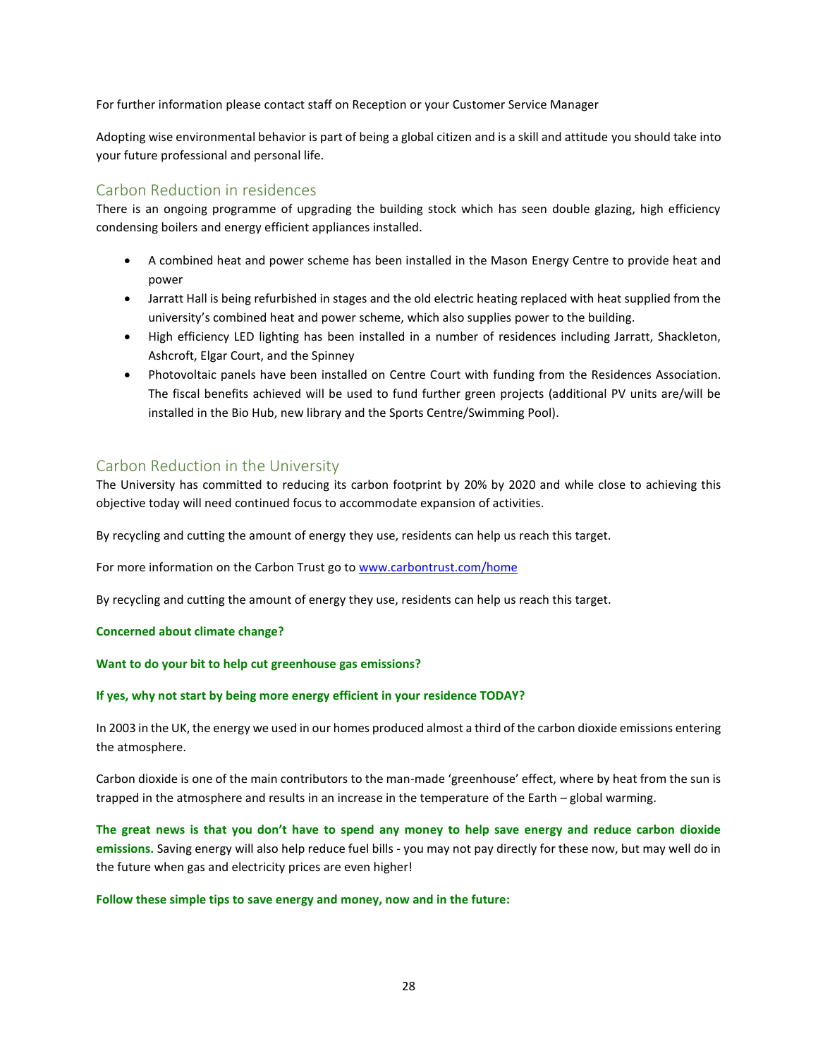For further information please contact staff on Reception or your Customer Service Manager

Adopting wise environmental behavior is part of being a global citizen and is a skill and attitude you should take into your future professional and personal life.

## Carbon Reduction in residences

There is an ongoing programme of upgrading the building stock which has seen double glazing, high efficiency condensing boilers and energy efficient appliances installed.

- A combined heat and power scheme has been installed in the Mason Energy Centre to provide heat and power
- Jarratt Hall is being refurbished in stages and the old electric heating replaced with heat supplied from the university's combined heat and power scheme, which also supplies power to the building.
- High efficiency LED lighting has been installed in a number of residences including Jarratt, Shackleton, Ashcroft, Elgar Court, and the Spinney
- Photovoltaic panels have been installed on Centre Court with funding from the Residences Association. The fiscal benefits achieved will be used to fund further green projects (additional PV units are/will be installed in the Bio Hub, new library and the Sports Centre/Swimming Pool).

## Carbon Reduction in the University

The University has committed to reducing its carbon footprint by 20% by 2020 and while close to achieving this objective today will need continued focus to accommodate expansion of activities.

By recycling and cutting the amount of energy they use, residents can help us reach this target.

For more information on the Carbon Trust go to [www.carbontrust.com/home](www.carbontrust.com/home)

By recycling and cutting the amount of energy they use, residents can help us reach this target.

**Concerned about climate change?**

**Want to do your bit to help cut greenhouse gas emissions?**

**If yes, why not start by being more energy efficient in your residence TODAY?**

In 2003 in the UK, the energy we used in our homes produced almost a third of the carbon dioxide emissions entering the atmosphere.

Carbon dioxide is one of the main contributors to the man-made 'greenhouse' effect, where by heat from the sun is trapped in the atmosphere and results in an increase in the temperature of the Earth – global warming.

**The great news is that you don't have to spend any money to help save energy and reduce carbon dioxide emissions.** Saving energy will also help reduce fuel bills - you may not pay directly for these now, but may well do in the future when gas and electricity prices are even higher!

**Follow these simple tips to save energy and money, now and in the future:**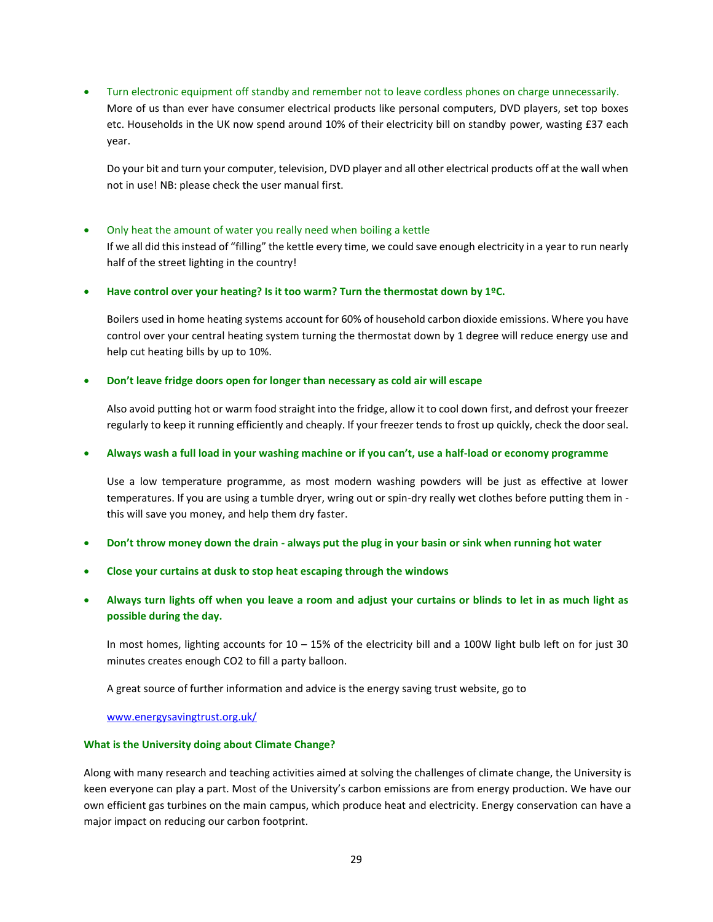- Turn electronic equipment off standby and remember not to leave cordless phones on charge unnecessarily.
  More of us than ever have consumer electrical products like personal computers, DVD players, set top boxes etc. Households in the UK now spend around 10% of their electricity bill on standby power, wasting £37 each year.

  Do your bit and turn your computer, television, DVD player and all other electrical products off at the wall when not in use! NB: please check the user manual first.

- Only heat the amount of water you really need when boiling a kettle
  If we all did this instead of "filling" the kettle every time, we could save enough electricity in a year to run nearly half of the street lighting in the country!

- **Have control over your heating? Is it too warm? Turn the thermostat down by 1ºC.**

  Boilers used in home heating systems account for 60% of household carbon dioxide emissions. Where you have control over your central heating system turning the thermostat down by 1 degree will reduce energy use and help cut heating bills by up to 10%.

- **Don't leave fridge doors open for longer than necessary as cold air will escape**

  Also avoid putting hot or warm food straight into the fridge, allow it to cool down first, and defrost your freezer regularly to keep it running efficiently and cheaply. If your freezer tends to frost up quickly, check the door seal.

- **Always wash a full load in your washing machine or if you can't, use a half-load or economy programme**

  Use a low temperature programme, as most modern washing powders will be just as effective at lower temperatures. If you are using a tumble dryer, wring out or spin-dry really wet clothes before putting them in - this will save you money, and help them dry faster.

- **Don't throw money down the drain - always put the plug in your basin or sink when running hot water**

- **Close your curtains at dusk to stop heat escaping through the windows**

- **Always turn lights off when you leave a room and adjust your curtains or blinds to let in as much light as possible during the day.**

  In most homes, lighting accounts for 10 – 15% of the electricity bill and a 100W light bulb left on for just 30 minutes creates enough $CO_2$ to fill a party balloon.

  A great source of further information and advice is the energy saving trust website, go to

  [www.energysavingtrust.org.uk/](www.energysavingtrust.org.uk/)

**What is the University doing about Climate Change?**

Along with many research and teaching activities aimed at solving the challenges of climate change, the University is keen everyone can play a part. Most of the University's carbon emissions are from energy production. We have our own efficient gas turbines on the main campus, which produce heat and electricity. Energy conservation can have a major impact on reducing our carbon footprint.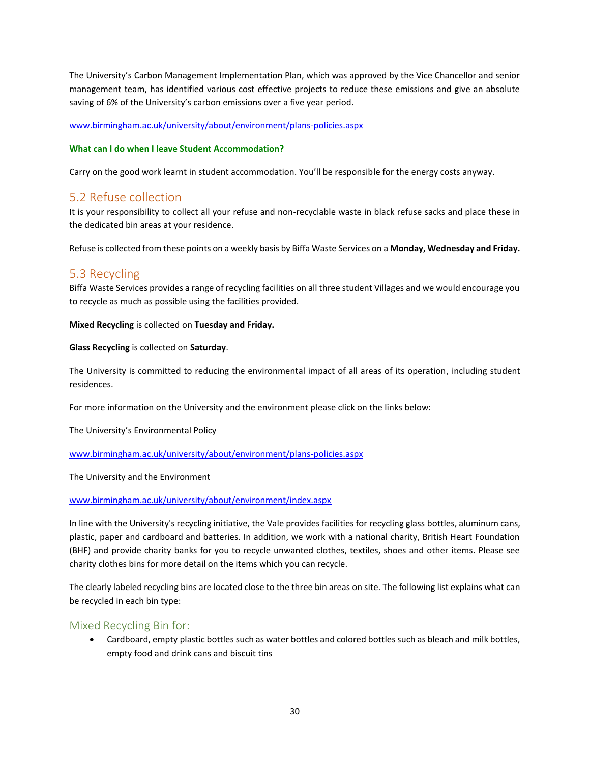The University's Carbon Management Implementation Plan, which was approved by the Vice Chancellor and senior management team, has identified various cost effective projects to reduce these emissions and give an absolute saving of 6% of the University's carbon emissions over a five year period.

[www.birmingham.ac.uk/university/about/environment/plans-policies.aspx](www.birmingham.ac.uk/university/about/environment/plans-policies.aspx)

**What can I do when I leave Student Accommodation?**

Carry on the good work learnt in student accommodation. You'll be responsible for the energy costs anyway.

## 5.2 Refuse collection

It is your responsibility to collect all your refuse and non-recyclable waste in black refuse sacks and place these in the dedicated bin areas at your residence.

Refuse is collected from these points on a weekly basis by Biffa Waste Services on a **Monday, Wednesday and Friday.**

## 5.3 Recycling

Biffa Waste Services provides a range of recycling facilities on all three student Villages and we would encourage you to recycle as much as possible using the facilities provided.

**Mixed Recycling** is collected on **Tuesday and Friday.**

**Glass Recycling** is collected on **Saturday**.

The University is committed to reducing the environmental impact of all areas of its operation, including student residences.

For more information on the University and the environment please click on the links below:

The University's Environmental Policy

[www.birmingham.ac.uk/university/about/environment/plans-policies.aspx](www.birmingham.ac.uk/university/about/environment/plans-policies.aspx)

The University and the Environment

[www.birmingham.ac.uk/university/about/environment/index.aspx](www.birmingham.ac.uk/university/about/environment/index.aspx)

In line with the University's recycling initiative, the Vale provides facilities for recycling glass bottles, aluminum cans, plastic, paper and cardboard and batteries. In addition, we work with a national charity, British Heart Foundation (BHF) and provide charity banks for you to recycle unwanted clothes, textiles, shoes and other items. Please see charity clothes bins for more detail on the items which you can recycle.

The clearly labeled recycling bins are located close to the three bin areas on site. The following list explains what can be recycled in each bin type:

### Mixed Recycling Bin for:

- Cardboard, empty plastic bottles such as water bottles and colored bottles such as bleach and milk bottles, empty food and drink cans and biscuit tins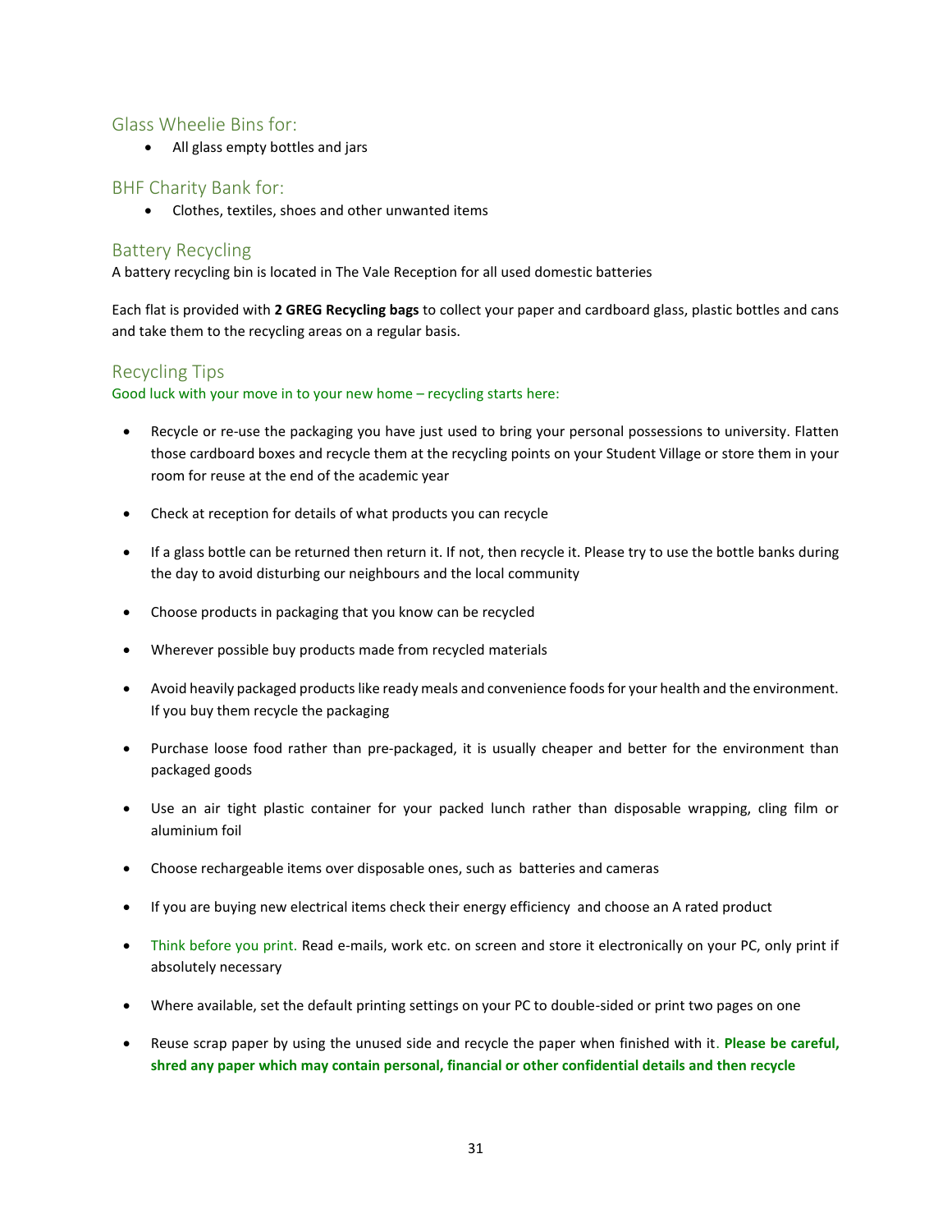## Glass Wheelie Bins for:

- All glass empty bottles and jars

## BHF Charity Bank for:

- Clothes, textiles, shoes and other unwanted items

## Battery Recycling

A battery recycling bin is located in The Vale Reception for all used domestic batteries

Each flat is provided with **2 GREG Recycling bags** to collect your paper and cardboard glass, plastic bottles and cans and take them to the recycling areas on a regular basis.

## Recycling Tips

Good luck with your move in to your new home – recycling starts here:

- Recycle or re-use the packaging you have just used to bring your personal possessions to university. Flatten those cardboard boxes and recycle them at the recycling points on your Student Village or store them in your room for reuse at the end of the academic year
- Check at reception for details of what products you can recycle
- If a glass bottle can be returned then return it. If not, then recycle it. Please try to use the bottle banks during the day to avoid disturbing our neighbours and the local community
- Choose products in packaging that you know can be recycled
- Wherever possible buy products made from recycled materials
- Avoid heavily packaged products like ready meals and convenience foods for your health and the environment. If you buy them recycle the packaging
- Purchase loose food rather than pre-packaged, it is usually cheaper and better for the environment than packaged goods
- Use an air tight plastic container for your packed lunch rather than disposable wrapping, cling film or aluminium foil
- Choose rechargeable items over disposable ones, such as batteries and cameras
- If you are buying new electrical items check their energy efficiency and choose an A rated product
- Think before you print. Read e-mails, work etc. on screen and store it electronically on your PC, only print if absolutely necessary
- Where available, set the default printing settings on your PC to double-sided or print two pages on one
- Reuse scrap paper by using the unused side and recycle the paper when finished with it. **Please be careful, shred any paper which may contain personal, financial or other confidential details and then recycle**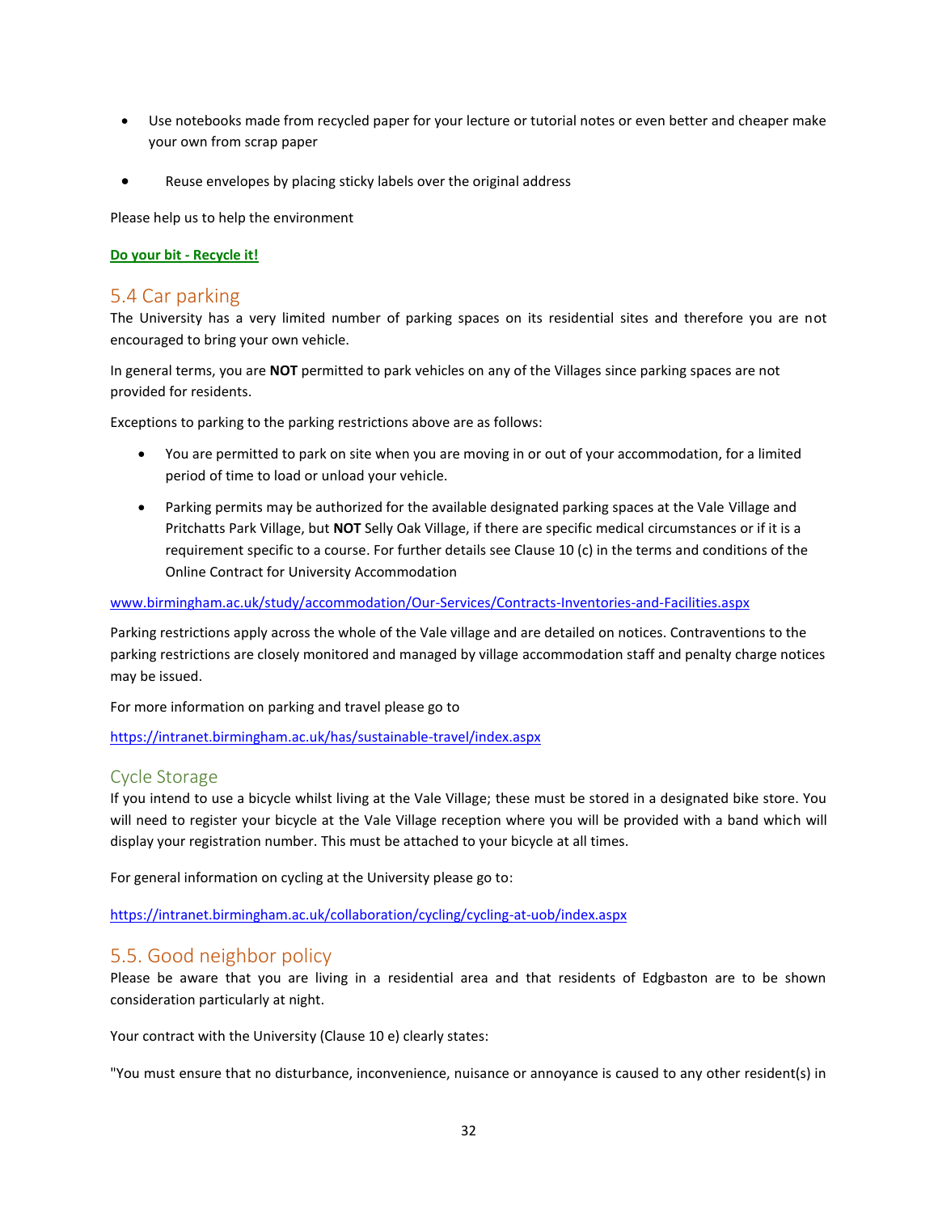- Use notebooks made from recycled paper for your lecture or tutorial notes or even better and cheaper make your own from scrap paper

- Reuse envelopes by placing sticky labels over the original address

Please help us to help the environment

**Do your bit - Recycle it!**

## 5.4 Car parking

The University has a very limited number of parking spaces on its residential sites and therefore you are not encouraged to bring your own vehicle.

In general terms, you are **NOT** permitted to park vehicles on any of the Villages since parking spaces are not provided for residents.

Exceptions to parking to the parking restrictions above are as follows:

- You are permitted to park on site when you are moving in or out of your accommodation, for a limited period of time to load or unload your vehicle.
- Parking permits may be authorized for the available designated parking spaces at the Vale Village and Pritchatts Park Village, but **NOT** Selly Oak Village, if there are specific medical circumstances or if it is a requirement specific to a course. For further details see Clause 10 (c) in the terms and conditions of the Online Contract for University Accommodation

www.birmingham.ac.uk/study/accommodation/Our-Services/Contracts-Inventories-and-Facilities.aspx

Parking restrictions apply across the whole of the Vale village and are detailed on notices. Contraventions to the parking restrictions are closely monitored and managed by village accommodation staff and penalty charge notices may be issued.

For more information on parking and travel please go to

https://intranet.birmingham.ac.uk/has/sustainable-travel/index.aspx

### Cycle Storage

If you intend to use a bicycle whilst living at the Vale Village; these must be stored in a designated bike store. You will need to register your bicycle at the Vale Village reception where you will be provided with a band which will display your registration number. This must be attached to your bicycle at all times.

For general information on cycling at the University please go to:

https://intranet.birmingham.ac.uk/collaboration/cycling/cycling-at-uob/index.aspx

## 5.5. Good neighbor policy

Please be aware that you are living in a residential area and that residents of Edgbaston are to be shown consideration particularly at night.

Your contract with the University (Clause 10 e) clearly states:

"You must ensure that no disturbance, inconvenience, nuisance or annoyance is caused to any other resident(s) in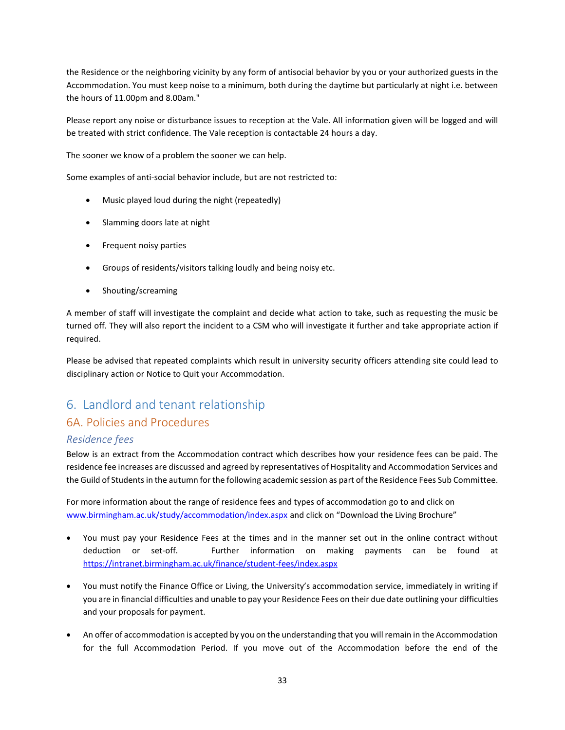the Residence or the neighboring vicinity by any form of antisocial behavior by you or your authorized guests in the Accommodation. You must keep noise to a minimum, both during the daytime but particularly at night i.e. between the hours of 11.00pm and 8.00am."

Please report any noise or disturbance issues to reception at the Vale. All information given will be logged and will be treated with strict confidence. The Vale reception is contactable 24 hours a day.

The sooner we know of a problem the sooner we can help.

Some examples of anti-social behavior include, but are not restricted to:

- Music played loud during the night (repeatedly)
- Slamming doors late at night
- Frequent noisy parties
- Groups of residents/visitors talking loudly and being noisy etc.
- Shouting/screaming

A member of staff will investigate the complaint and decide what action to take, such as requesting the music be turned off. They will also report the incident to a CSM who will investigate it further and take appropriate action if required.

Please be advised that repeated complaints which result in university security officers attending site could lead to disciplinary action or Notice to Quit your Accommodation.

# 6. Landlord and tenant relationship

## 6A. Policies and Procedures

### *Residence fees*

Below is an extract from the Accommodation contract which describes how your residence fees can be paid. The residence fee increases are discussed and agreed by representatives of Hospitality and Accommodation Services and the Guild of Students in the autumn for the following academic session as part of the Residence Fees Sub Committee.

For more information about the range of residence fees and types of accommodation go to and click on [www.birmingham.ac.uk/study/accommodation/index.aspx](www.birmingham.ac.uk/study/accommodation/index.aspx) and click on "Download the Living Brochure"

- You must pay your Residence Fees at the times and in the manner set out in the online contract without deduction or set-off. Further information on making payments can be found at [https://intranet.birmingham.ac.uk/finance/student-fees/index.aspx](https://intranet.birmingham.ac.uk/finance/student-fees/index.aspx)
- You must notify the Finance Office or Living, the University's accommodation service, immediately in writing if you are in financial difficulties and unable to pay your Residence Fees on their due date outlining your difficulties and your proposals for payment.
- An offer of accommodation is accepted by you on the understanding that you will remain in the Accommodation for the full Accommodation Period. If you move out of the Accommodation before the end of the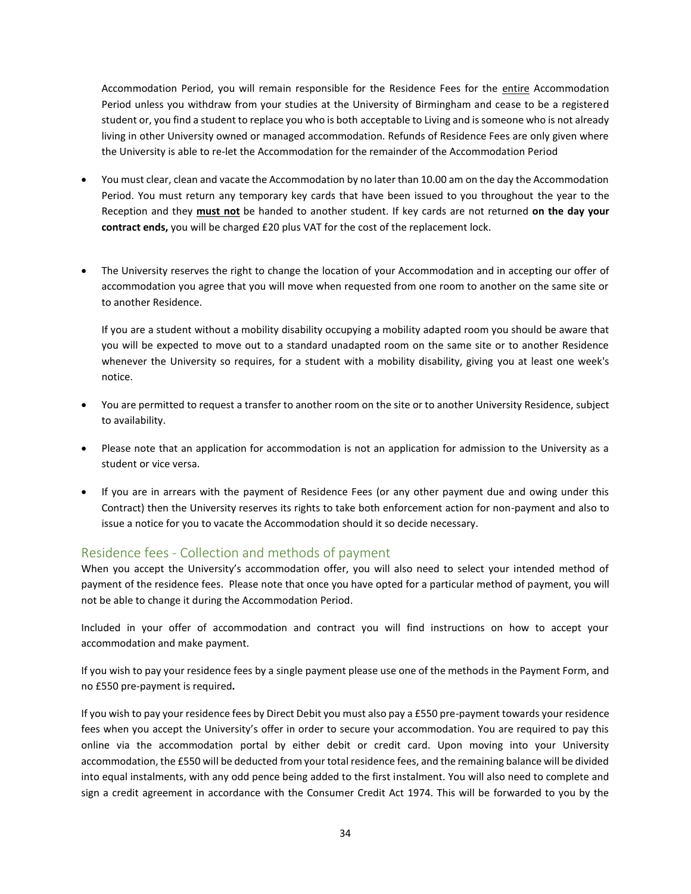Accommodation Period, you will remain responsible for the Residence Fees for the entire Accommodation Period unless you withdraw from your studies at the University of Birmingham and cease to be a registered student or, you find a student to replace you who is both acceptable to Living and is someone who is not already living in other University owned or managed accommodation. Refunds of Residence Fees are only given where the University is able to re-let the Accommodation for the remainder of the Accommodation Period

- You must clear, clean and vacate the Accommodation by no later than 10.00 am on the day the Accommodation Period. You must return any temporary key cards that have been issued to you throughout the year to the Reception and they **must not** be handed to another student. If key cards are not returned **on the day your contract ends,** you will be charged £20 plus VAT for the cost of the replacement lock.

- The University reserves the right to change the location of your Accommodation and in accepting our offer of accommodation you agree that you will move when requested from one room to another on the same site or to another Residence.

  If you are a student without a mobility disability occupying a mobility adapted room you should be aware that you will be expected to move out to a standard unadapted room on the same site or to another Residence whenever the University so requires, for a student with a mobility disability, giving you at least one week's notice.

- You are permitted to request a transfer to another room on the site or to another University Residence, subject to availability.

- Please note that an application for accommodation is not an application for admission to the University as a student or vice versa.

- If you are in arrears with the payment of Residence Fees (or any other payment due and owing under this Contract) then the University reserves its rights to take both enforcement action for non-payment and also to issue a notice for you to vacate the Accommodation should it so decide necessary.

## Residence fees - Collection and methods of payment

When you accept the University's accommodation offer, you will also need to select your intended method of payment of the residence fees. Please note that once you have opted for a particular method of payment, you will not be able to change it during the Accommodation Period.

Included in your offer of accommodation and contract you will find instructions on how to accept your accommodation and make payment.

If you wish to pay your residence fees by a single payment please use one of the methods in the Payment Form, and no £550 pre-payment is required*.*

If you wish to pay your residence fees by Direct Debit you must also pay a £550 pre-payment towards your residence fees when you accept the University's offer in order to secure your accommodation. You are required to pay this online via the accommodation portal by either debit or credit card. Upon moving into your University accommodation, the £550 will be deducted from your total residence fees, and the remaining balance will be divided into equal instalments, with any odd pence being added to the first instalment. You will also need to complete and sign a credit agreement in accordance with the Consumer Credit Act 1974. This will be forwarded to you by the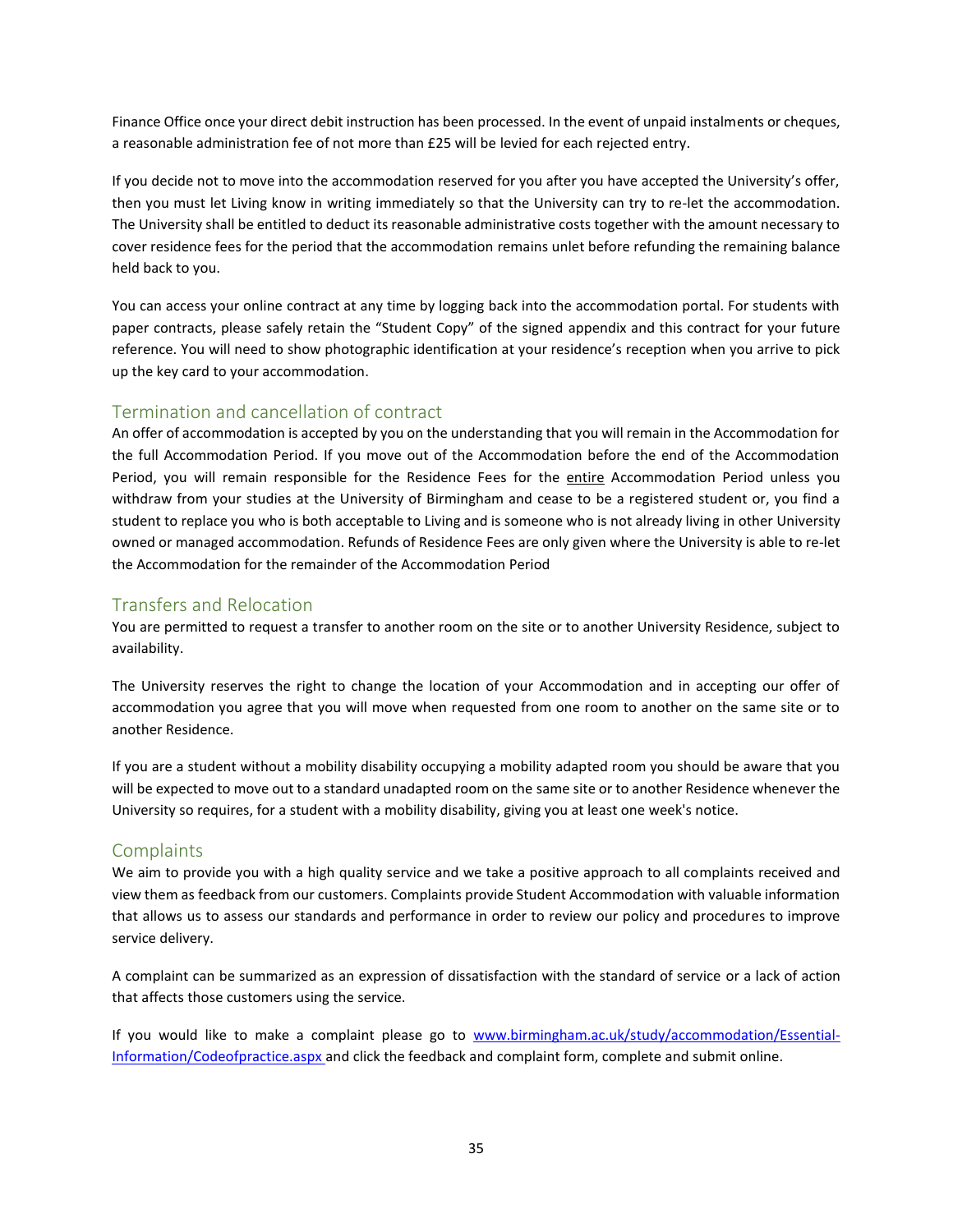Finance Office once your direct debit instruction has been processed. In the event of unpaid instalments or cheques, a reasonable administration fee of not more than £25 will be levied for each rejected entry.

If you decide not to move into the accommodation reserved for you after you have accepted the University's offer, then you must let Living know in writing immediately so that the University can try to re-let the accommodation. The University shall be entitled to deduct its reasonable administrative costs together with the amount necessary to cover residence fees for the period that the accommodation remains unlet before refunding the remaining balance held back to you.

You can access your online contract at any time by logging back into the accommodation portal. For students with paper contracts, please safely retain the "Student Copy" of the signed appendix and this contract for your future reference. You will need to show photographic identification at your residence's reception when you arrive to pick up the key card to your accommodation.

## Termination and cancellation of contract

An offer of accommodation is accepted by you on the understanding that you will remain in the Accommodation for the full Accommodation Period. If you move out of the Accommodation before the end of the Accommodation Period, you will remain responsible for the Residence Fees for the <u>entire</u> Accommodation Period unless you withdraw from your studies at the University of Birmingham and cease to be a registered student or, you find a student to replace you who is both acceptable to Living and is someone who is not already living in other University owned or managed accommodation. Refunds of Residence Fees are only given where the University is able to re-let the Accommodation for the remainder of the Accommodation Period

## Transfers and Relocation

You are permitted to request a transfer to another room on the site or to another University Residence, subject to availability.

The University reserves the right to change the location of your Accommodation and in accepting our offer of accommodation you agree that you will move when requested from one room to another on the same site or to another Residence.

If you are a student without a mobility disability occupying a mobility adapted room you should be aware that you will be expected to move out to a standard unadapted room on the same site or to another Residence whenever the University so requires, for a student with a mobility disability, giving you at least one week's notice.

## Complaints

We aim to provide you with a high quality service and we take a positive approach to all complaints received and view them as feedback from our customers. Complaints provide Student Accommodation with valuable information that allows us to assess our standards and performance in order to review our policy and procedures to improve service delivery.

A complaint can be summarized as an expression of dissatisfaction with the standard of service or a lack of action that affects those customers using the service.

If you would like to make a complaint please go to [www.birmingham.ac.uk/study/accommodation/Essential-Information/Codeofpractice.aspx](www.birmingham.ac.uk/study/accommodation/Essential-Information/Codeofpractice.aspx) and click the feedback and complaint form, complete and submit online.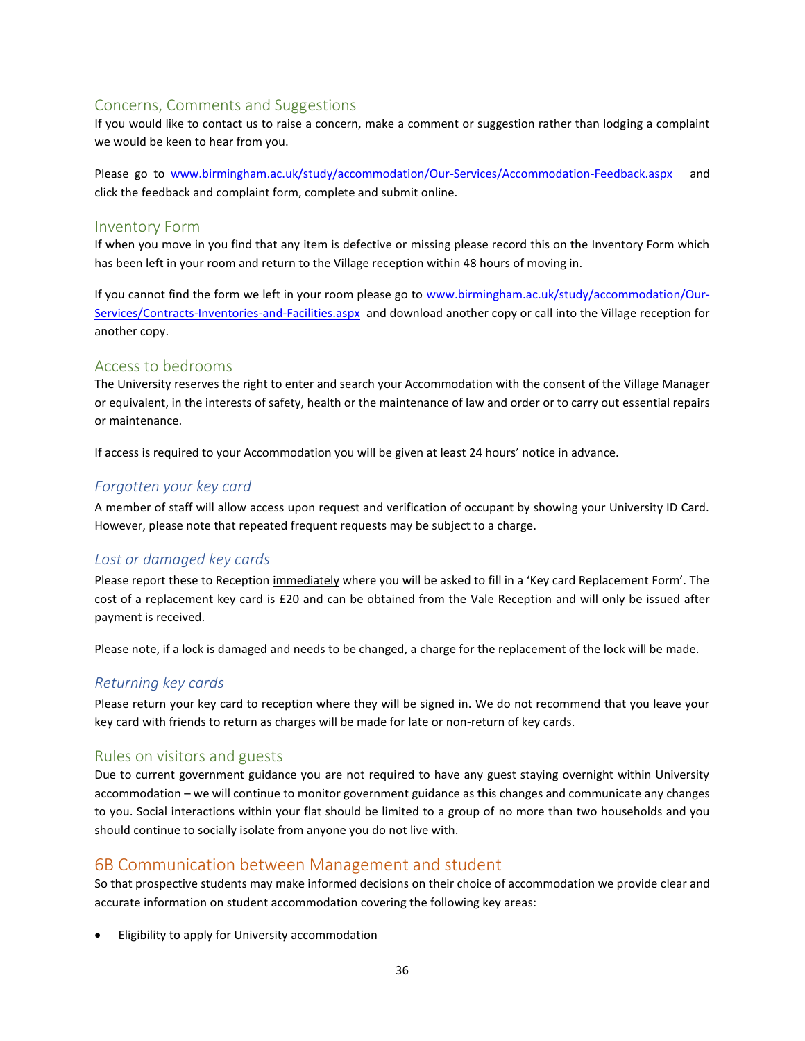## Concerns, Comments and Suggestions

If you would like to contact us to raise a concern, make a comment or suggestion rather than lodging a complaint we would be keen to hear from you.

Please go to www.birmingham.ac.uk/study/accommodation/Our-Services/Accommodation-Feedback.aspx and click the feedback and complaint form, complete and submit online.

## Inventory Form

If when you move in you find that any item is defective or missing please record this on the Inventory Form which has been left in your room and return to the Village reception within 48 hours of moving in.

If you cannot find the form we left in your room please go to www.birmingham.ac.uk/study/accommodation/Our-Services/Contracts-Inventories-and-Facilities.aspx and download another copy or call into the Village reception for another copy.

## Access to bedrooms

The University reserves the right to enter and search your Accommodation with the consent of the Village Manager or equivalent, in the interests of safety, health or the maintenance of law and order or to carry out essential repairs or maintenance.

If access is required to your Accommodation you will be given at least 24 hours' notice in advance.

### *Forgotten your key card*

A member of staff will allow access upon request and verification of occupant by showing your University ID Card. However, please note that repeated frequent requests may be subject to a charge.

### *Lost or damaged key cards*

Please report these to Reception immediately where you will be asked to fill in a 'Key card Replacement Form'. The cost of a replacement key card is £20 and can be obtained from the Vale Reception and will only be issued after payment is received.

Please note, if a lock is damaged and needs to be changed, a charge for the replacement of the lock will be made.

### *Returning key cards*

Please return your key card to reception where they will be signed in. We do not recommend that you leave your key card with friends to return as charges will be made for late or non-return of key cards.

## Rules on visitors and guests

Due to current government guidance you are not required to have any guest staying overnight within University accommodation – we will continue to monitor government guidance as this changes and communicate any changes to you. Social interactions within your flat should be limited to a group of no more than two households and you should continue to socially isolate from anyone you do not live with.

# 6B Communication between Management and student

So that prospective students may make informed decisions on their choice of accommodation we provide clear and accurate information on student accommodation covering the following key areas:

- Eligibility to apply for University accommodation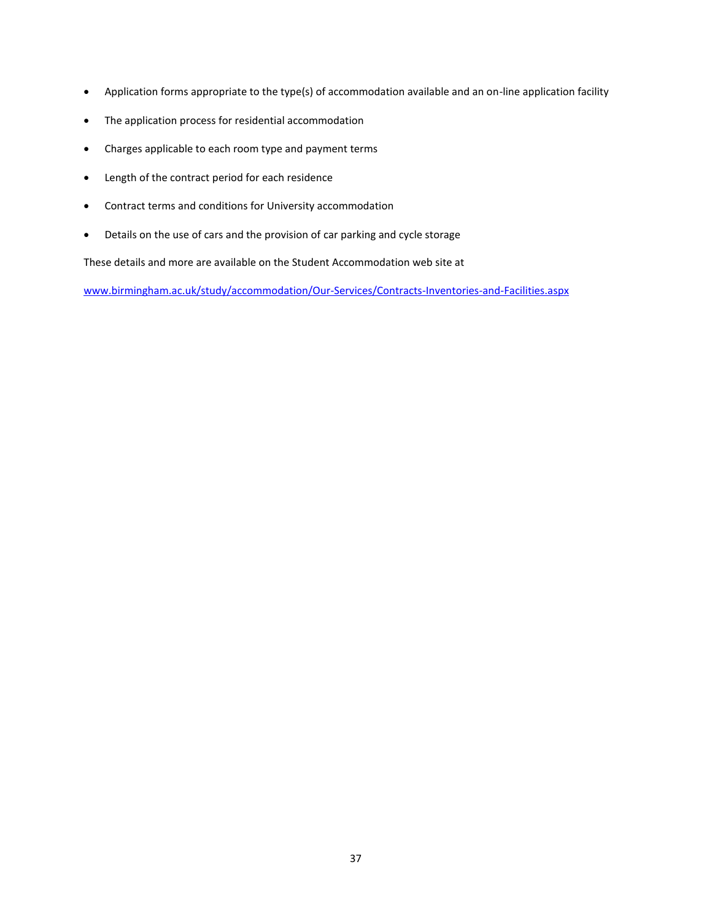- Application forms appropriate to the type(s) of accommodation available and an on-line application facility
- The application process for residential accommodation
- Charges applicable to each room type and payment terms
- Length of the contract period for each residence
- Contract terms and conditions for University accommodation
- Details on the use of cars and the provision of car parking and cycle storage

These details and more are available on the Student Accommodation web site at

[www.birmingham.ac.uk/study/accommodation/Our-Services/Contracts-Inventories-and-Facilities.aspx](www.birmingham.ac.uk/study/accommodation/Our-Services/Contracts-Inventories-and-Facilities.aspx)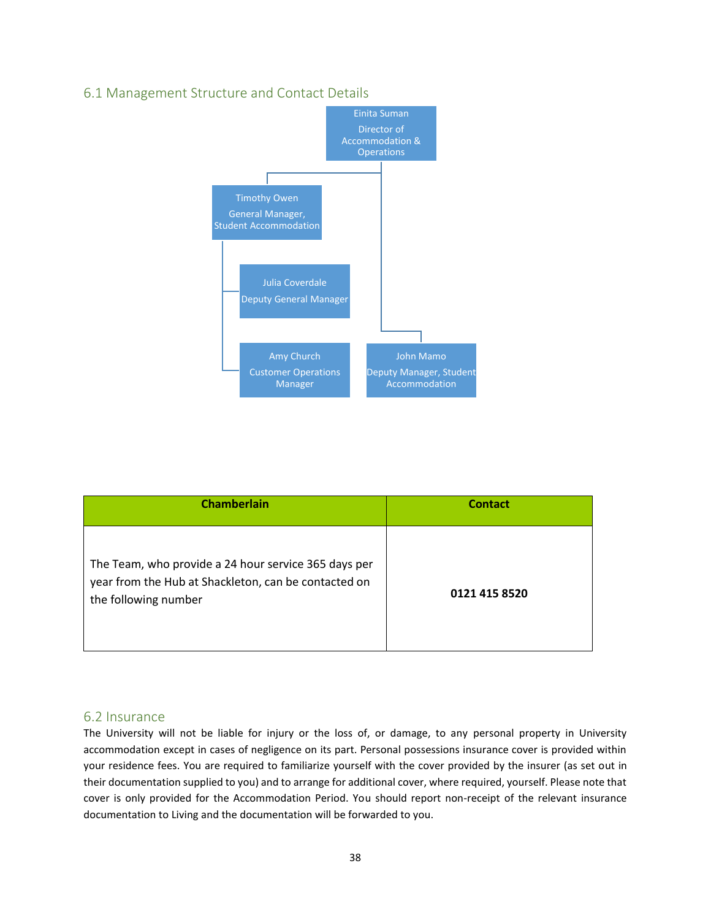## 6.1 Management Structure and Contact Details

- **Einita Suman** – Director of Accommodation & Operations
  - **Timothy Owen** – General Manager, Student Accommodation
    - **Julia Coverdale** – Deputy General Manager
    - **Amy Church** – Customer Operations Manager
  - **John Mamo** – Deputy Manager, Student Accommodation

| Chamberlain | Contact |
|---|---|
| The Team, who provide a 24 hour service 365 days per year from the Hub at Shackleton, can be contacted on the following number | **0121 415 8520** |

## 6.2 Insurance

The University will not be liable for injury or the loss of, or damage, to any personal property in University accommodation except in cases of negligence on its part. Personal possessions insurance cover is provided within your residence fees. You are required to familiarize yourself with the cover provided by the insurer (as set out in their documentation supplied to you) and to arrange for additional cover, where required, yourself. Please note that cover is only provided for the Accommodation Period. You should report non-receipt of the relevant insurance documentation to Living and the documentation will be forwarded to you.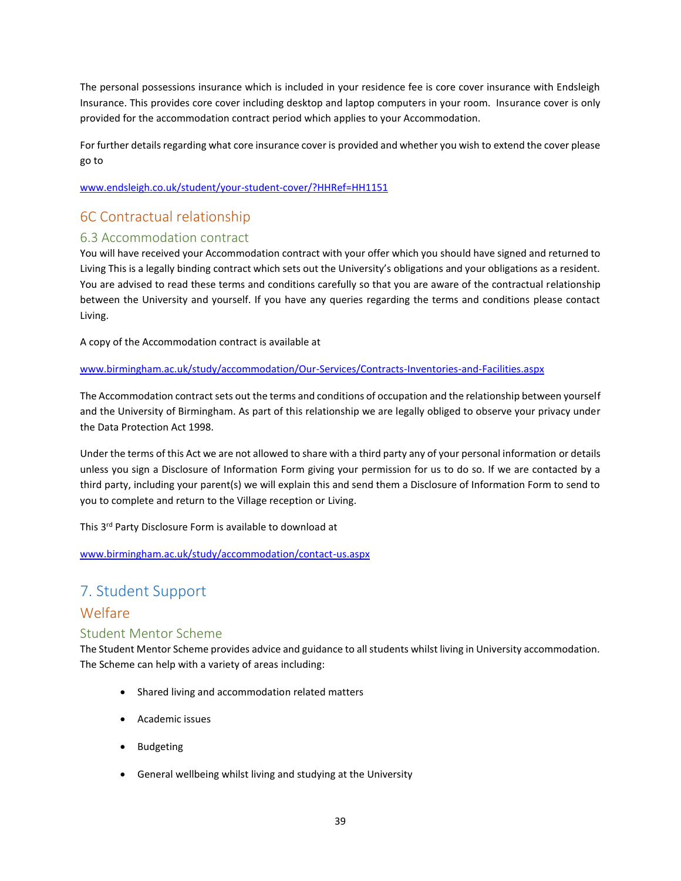The personal possessions insurance which is included in your residence fee is core cover insurance with Endsleigh Insurance. This provides core cover including desktop and laptop computers in your room. Insurance cover is only provided for the accommodation contract period which applies to your Accommodation.

For further details regarding what core insurance cover is provided and whether you wish to extend the cover please go to

www.endsleigh.co.uk/student/your-student-cover/?HHRef=HH1151

## 6C Contractual relationship

### 6.3 Accommodation contract

You will have received your Accommodation contract with your offer which you should have signed and returned to Living This is a legally binding contract which sets out the University's obligations and your obligations as a resident. You are advised to read these terms and conditions carefully so that you are aware of the contractual relationship between the University and yourself. If you have any queries regarding the terms and conditions please contact Living.

A copy of the Accommodation contract is available at

www.birmingham.ac.uk/study/accommodation/Our-Services/Contracts-Inventories-and-Facilities.aspx

The Accommodation contract sets out the terms and conditions of occupation and the relationship between yourself and the University of Birmingham. As part of this relationship we are legally obliged to observe your privacy under the Data Protection Act 1998.

Under the terms of this Act we are not allowed to share with a third party any of your personal information or details unless you sign a Disclosure of Information Form giving your permission for us to do so. If we are contacted by a third party, including your parent(s) we will explain this and send them a Disclosure of Information Form to send to you to complete and return to the Village reception or Living.

This 3rd Party Disclosure Form is available to download at

www.birmingham.ac.uk/study/accommodation/contact-us.aspx

# 7. Student Support

## Welfare

### Student Mentor Scheme

The Student Mentor Scheme provides advice and guidance to all students whilst living in University accommodation. The Scheme can help with a variety of areas including:

- Shared living and accommodation related matters
- Academic issues
- Budgeting
- General wellbeing whilst living and studying at the University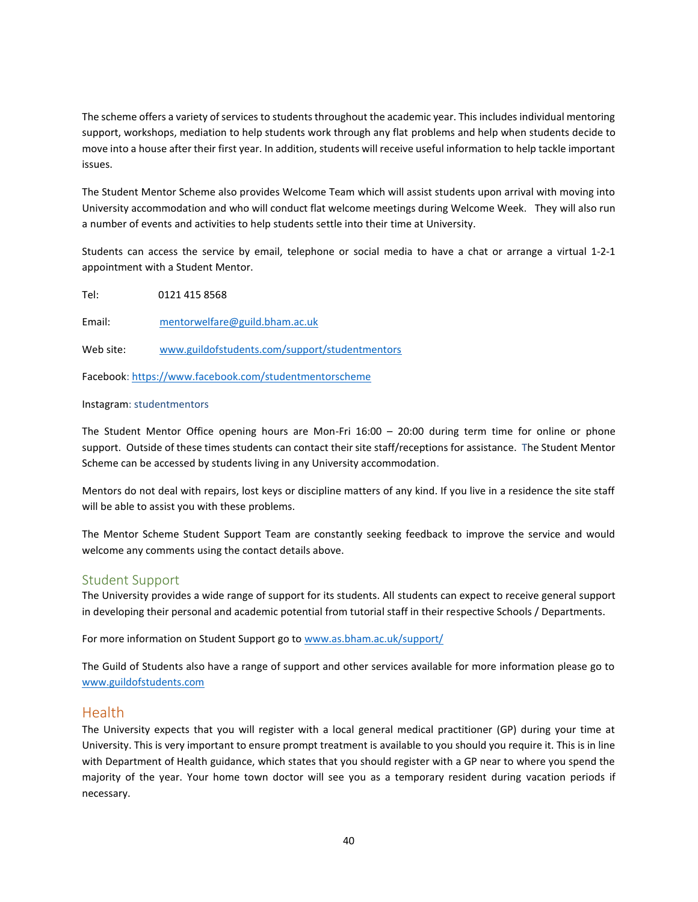The scheme offers a variety of services to students throughout the academic year. This includes individual mentoring support, workshops, mediation to help students work through any flat problems and help when students decide to move into a house after their first year. In addition, students will receive useful information to help tackle important issues.

The Student Mentor Scheme also provides Welcome Team which will assist students upon arrival with moving into University accommodation and who will conduct flat welcome meetings during Welcome Week. They will also run a number of events and activities to help students settle into their time at University.

Students can access the service by email, telephone or social media to have a chat or arrange a virtual 1-2-1 appointment with a Student Mentor.

Tel: 0121 415 8568

Email: mentorwelfare@guild.bham.ac.uk

Web site: www.guildofstudents.com/support/studentmentors

Facebook: https://www.facebook.com/studentmentorscheme

Instagram: studentmentors

The Student Mentor Office opening hours are Mon-Fri 16:00 – 20:00 during term time for online or phone support. Outside of these times students can contact their site staff/receptions for assistance. The Student Mentor Scheme can be accessed by students living in any University accommodation.

Mentors do not deal with repairs, lost keys or discipline matters of any kind. If you live in a residence the site staff will be able to assist you with these problems.

The Mentor Scheme Student Support Team are constantly seeking feedback to improve the service and would welcome any comments using the contact details above.

## Student Support

The University provides a wide range of support for its students. All students can expect to receive general support in developing their personal and academic potential from tutorial staff in their respective Schools / Departments.

For more information on Student Support go to www.as.bham.ac.uk/support/

The Guild of Students also have a range of support and other services available for more information please go to www.guildofstudents.com

## Health

The University expects that you will register with a local general medical practitioner (GP) during your time at University. This is very important to ensure prompt treatment is available to you should you require it. This is in line with Department of Health guidance, which states that you should register with a GP near to where you spend the majority of the year. Your home town doctor will see you as a temporary resident during vacation periods if necessary.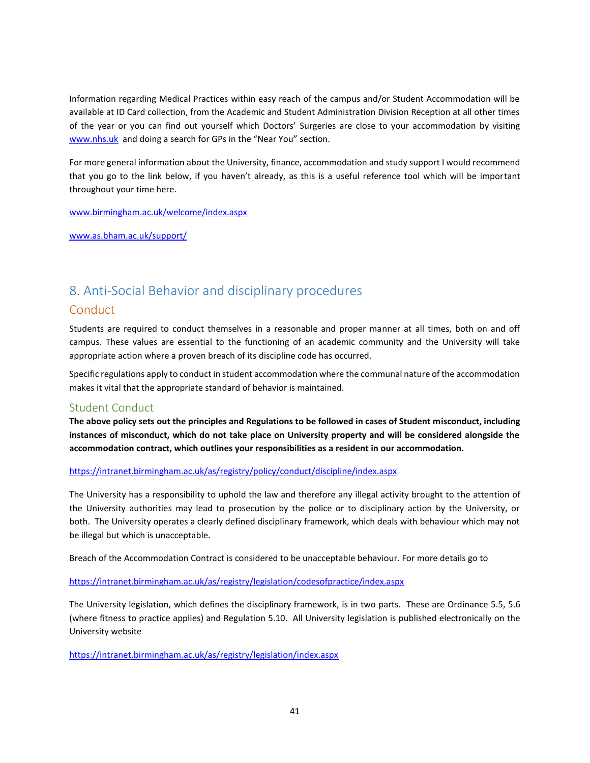Information regarding Medical Practices within easy reach of the campus and/or Student Accommodation will be available at ID Card collection, from the Academic and Student Administration Division Reception at all other times of the year or you can find out yourself which Doctors' Surgeries are close to your accommodation by visiting [www.nhs.uk](http://www.nhs.uk) and doing a search for GPs in the "Near You" section.

For more general information about the University, finance, accommodation and study support I would recommend that you go to the link below, if you haven't already, as this is a useful reference tool which will be important throughout your time here.

[www.birmingham.ac.uk/welcome/index.aspx](http://www.birmingham.ac.uk/welcome/index.aspx)

[www.as.bham.ac.uk/support/](http://www.as.bham.ac.uk/support/)

## 8. Anti-Social Behavior and disciplinary procedures

### Conduct

Students are required to conduct themselves in a reasonable and proper manner at all times, both on and off campus. These values are essential to the functioning of an academic community and the University will take appropriate action where a proven breach of its discipline code has occurred.

Specific regulations apply to conduct in student accommodation where the communal nature of the accommodation makes it vital that the appropriate standard of behavior is maintained.

### Student Conduct

**The above policy sets out the principles and Regulations to be followed in cases of Student misconduct, including instances of misconduct, which do not take place on University property and will be considered alongside the accommodation contract, which outlines your responsibilities as a resident in our accommodation.**

[https://intranet.birmingham.ac.uk/as/registry/policy/conduct/discipline/index.aspx](https://intranet.birmingham.ac.uk/as/registry/policy/conduct/discipline/index.aspx)

The University has a responsibility to uphold the law and therefore any illegal activity brought to the attention of the University authorities may lead to prosecution by the police or to disciplinary action by the University, or both. The University operates a clearly defined disciplinary framework, which deals with behaviour which may not be illegal but which is unacceptable.

Breach of the Accommodation Contract is considered to be unacceptable behaviour. For more details go to

[https://intranet.birmingham.ac.uk/as/registry/legislation/codesofpractice/index.aspx](https://intranet.birmingham.ac.uk/as/registry/legislation/codesofpractice/index.aspx)

The University legislation, which defines the disciplinary framework, is in two parts. These are Ordinance 5.5, 5.6 (where fitness to practice applies) and Regulation 5.10. All University legislation is published electronically on the University website

[https://intranet.birmingham.ac.uk/as/registry/legislation/index.aspx](https://intranet.birmingham.ac.uk/as/registry/legislation/index.aspx)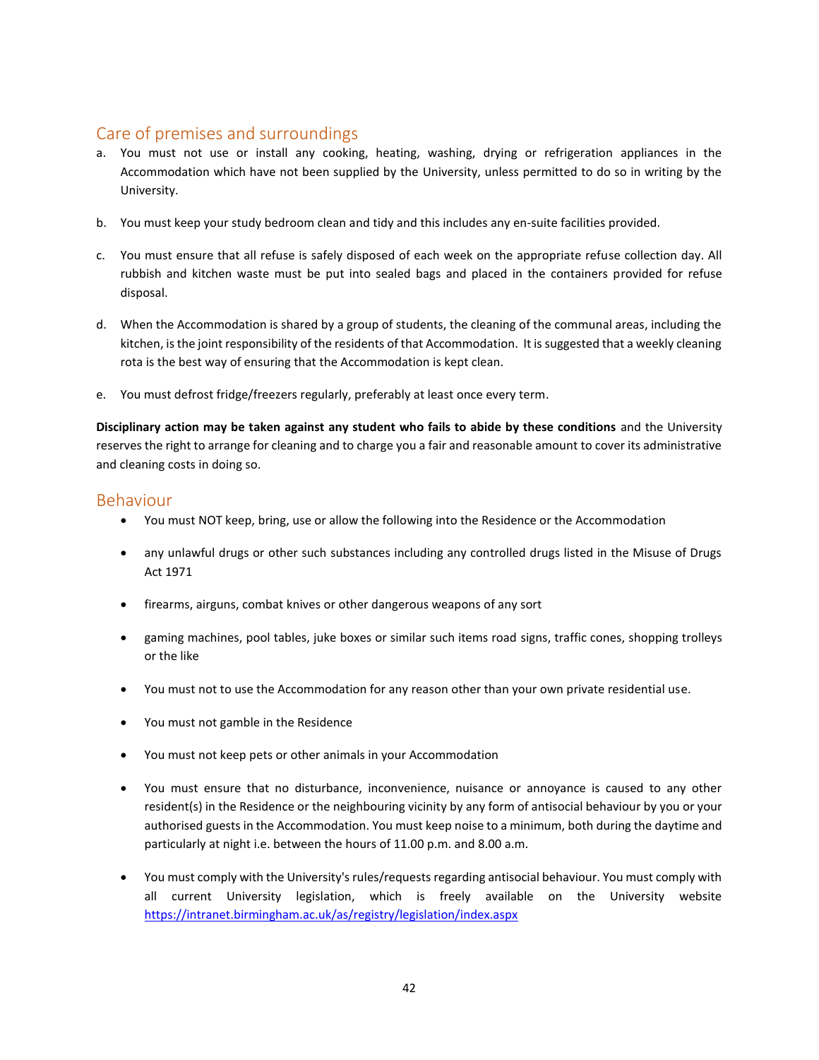## Care of premises and surroundings

a. You must not use or install any cooking, heating, washing, drying or refrigeration appliances in the Accommodation which have not been supplied by the University, unless permitted to do so in writing by the University.

b. You must keep your study bedroom clean and tidy and this includes any en-suite facilities provided.

c. You must ensure that all refuse is safely disposed of each week on the appropriate refuse collection day. All rubbish and kitchen waste must be put into sealed bags and placed in the containers provided for refuse disposal.

d. When the Accommodation is shared by a group of students, the cleaning of the communal areas, including the kitchen, is the joint responsibility of the residents of that Accommodation. It is suggested that a weekly cleaning rota is the best way of ensuring that the Accommodation is kept clean.

e. You must defrost fridge/freezers regularly, preferably at least once every term.

**Disciplinary action may be taken against any student who fails to abide by these conditions** and the University reserves the right to arrange for cleaning and to charge you a fair and reasonable amount to cover its administrative and cleaning costs in doing so.

## Behaviour

- You must NOT keep, bring, use or allow the following into the Residence or the Accommodation
- any unlawful drugs or other such substances including any controlled drugs listed in the Misuse of Drugs Act 1971
- firearms, airguns, combat knives or other dangerous weapons of any sort
- gaming machines, pool tables, juke boxes or similar such items road signs, traffic cones, shopping trolleys or the like
- You must not to use the Accommodation for any reason other than your own private residential use.
- You must not gamble in the Residence
- You must not keep pets or other animals in your Accommodation
- You must ensure that no disturbance, inconvenience, nuisance or annoyance is caused to any other resident(s) in the Residence or the neighbouring vicinity by any form of antisocial behaviour by you or your authorised guests in the Accommodation. You must keep noise to a minimum, both during the daytime and particularly at night i.e. between the hours of 11.00 p.m. and 8.00 a.m.
- You must comply with the University's rules/requests regarding antisocial behaviour. You must comply with all current University legislation, which is freely available on the University website https://intranet.birmingham.ac.uk/as/registry/legislation/index.aspx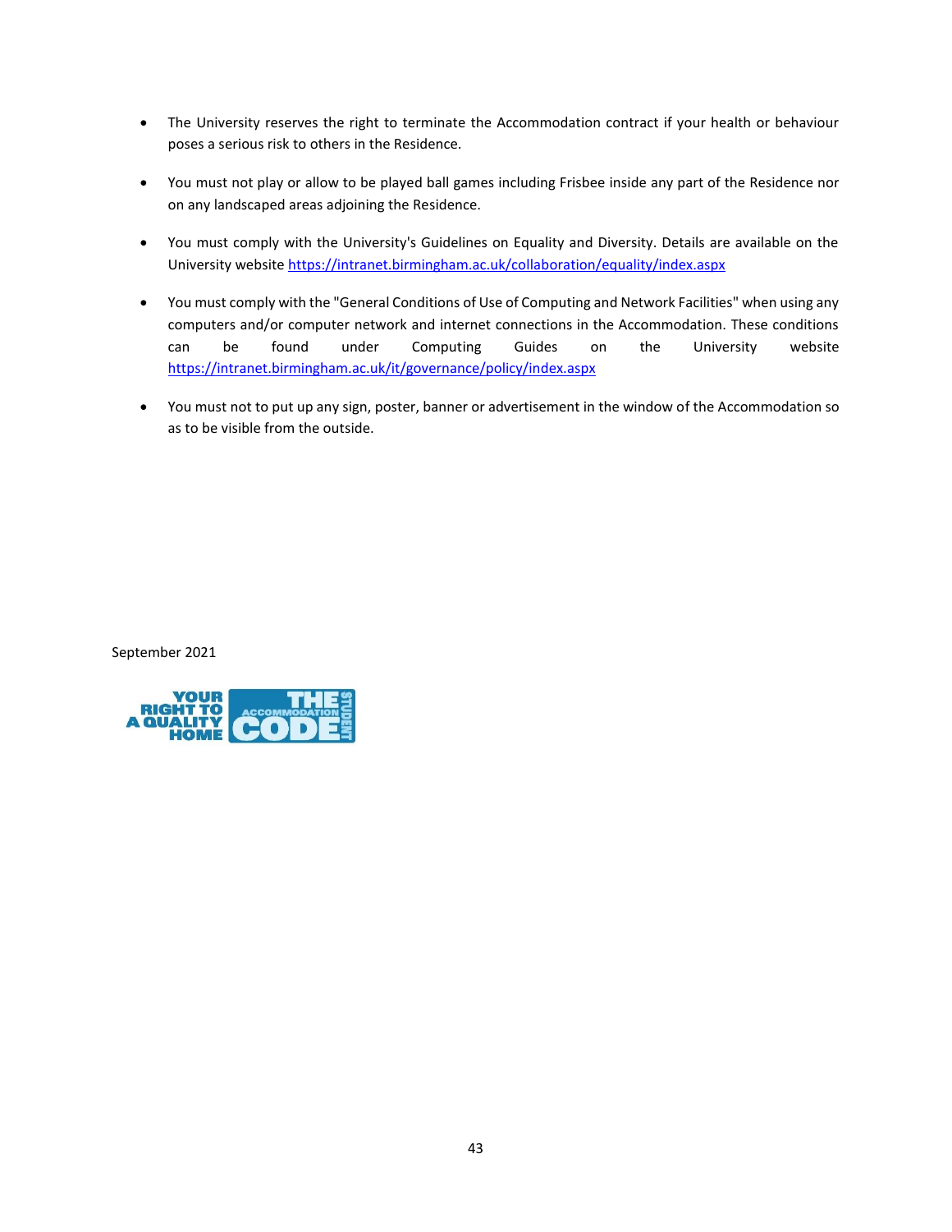- The University reserves the right to terminate the Accommodation contract if your health or behaviour poses a serious risk to others in the Residence.

- You must not play or allow to be played ball games including Frisbee inside any part of the Residence nor on any landscaped areas adjoining the Residence.

- You must comply with the University's Guidelines on Equality and Diversity. Details are available on the University website https://intranet.birmingham.ac.uk/collaboration/equality/index.aspx

- You must comply with the "General Conditions of Use of Computing and Network Facilities" when using any computers and/or computer network and internet connections in the Accommodation. These conditions can be found under Computing Guides on the University website https://intranet.birmingham.ac.uk/it/governance/policy/index.aspx

- You must not to put up any sign, poster, banner or advertisement in the window of the Accommodation so as to be visible from the outside.

September 2021

YOUR RIGHT TO A QUALITY HOME — THE STUDENT ACCOMMODATION CODE